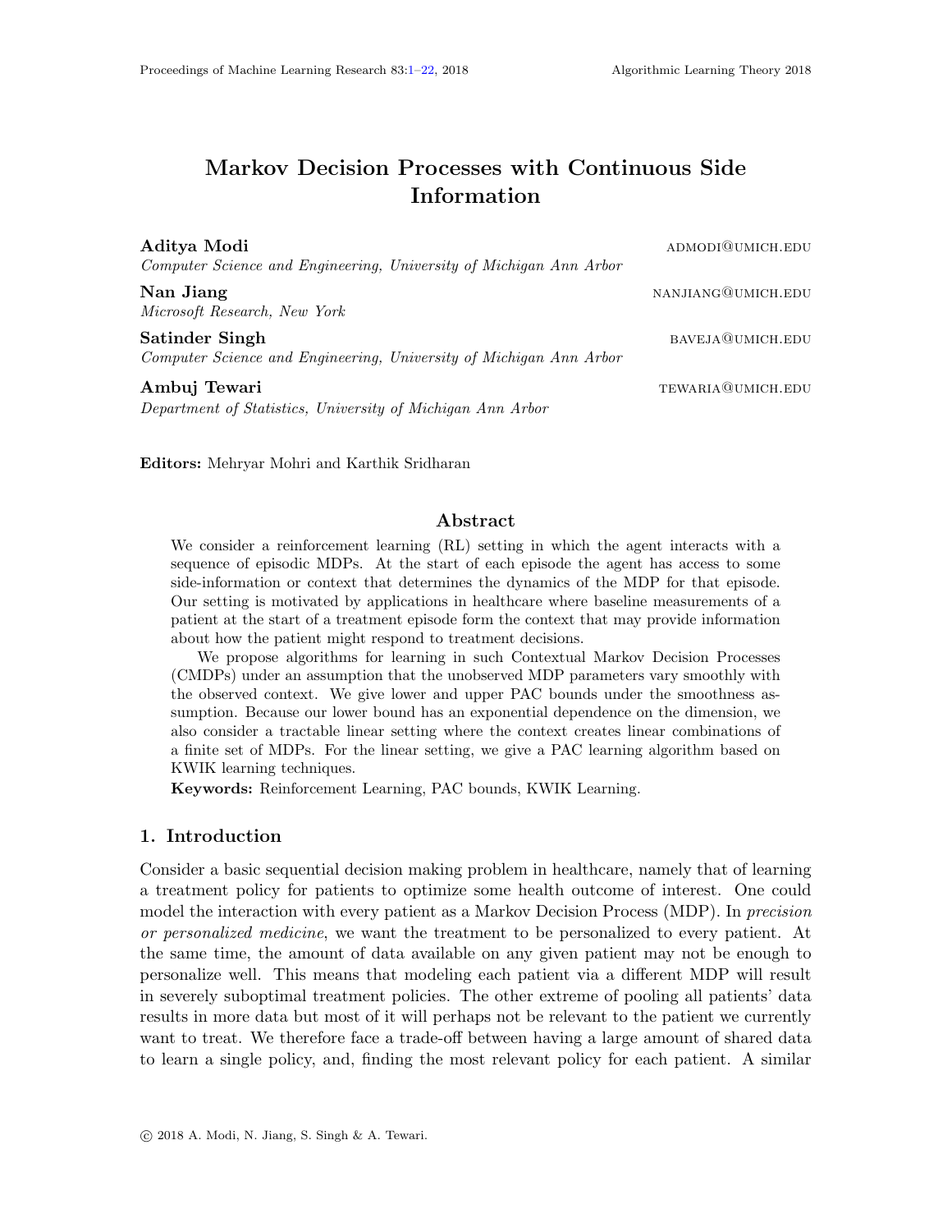# Markov Decision Processes with Continuous Side Information

**Aditya Modi** ADMODI@UMICH.EDU
*Computer Science and Engineering, University of Michigan Ann Arbor*

**Nan Jiang** NANJIANG@UMICH.EDU
*Microsoft Research, New York*

**Satinder Singh** BAVEJA@UMICH.EDU
*Computer Science and Engineering, University of Michigan Ann Arbor*

**Ambuj Tewari** TEWARIA@UMICH.EDU
*Department of Statistics, University of Michigan Ann Arbor*

**Editors:** Mehryar Mohri and Karthik Sridharan

## Abstract

We consider a reinforcement learning (RL) setting in which the agent interacts with a sequence of episodic MDPs. At the start of each episode the agent has access to some side-information or context that determines the dynamics of the MDP for that episode. Our setting is motivated by applications in healthcare where baseline measurements of a patient at the start of a treatment episode form the context that may provide information about how the patient might respond to treatment decisions.

We propose algorithms for learning in such Contextual Markov Decision Processes (CMDPs) under an assumption that the unobserved MDP parameters vary smoothly with the observed context. We give lower and upper PAC bounds under the smoothness assumption. Because our lower bound has an exponential dependence on the dimension, we also consider a tractable linear setting where the context creates linear combinations of a finite set of MDPs. For the linear setting, we give a PAC learning algorithm based on KWIK learning techniques.

**Keywords:** Reinforcement Learning, PAC bounds, KWIK Learning.

## 1. Introduction

Consider a basic sequential decision making problem in healthcare, namely that of learning a treatment policy for patients to optimize some health outcome of interest. One could model the interaction with every patient as a Markov Decision Process (MDP). In *precision or personalized medicine*, we want the treatment to be personalized to every patient. At the same time, the amount of data available on any given patient may not be enough to personalize well. This means that modeling each patient via a different MDP will result in severely suboptimal treatment policies. The other extreme of pooling all patients' data results in more data but most of it will perhaps not be relevant to the patient we currently want to treat. We therefore face a trade-off between having a large amount of shared data to learn a single policy, and, finding the most relevant policy for each patient. A similar

© 2018 A. Modi, N. Jiang, S. Singh & A. Tewari.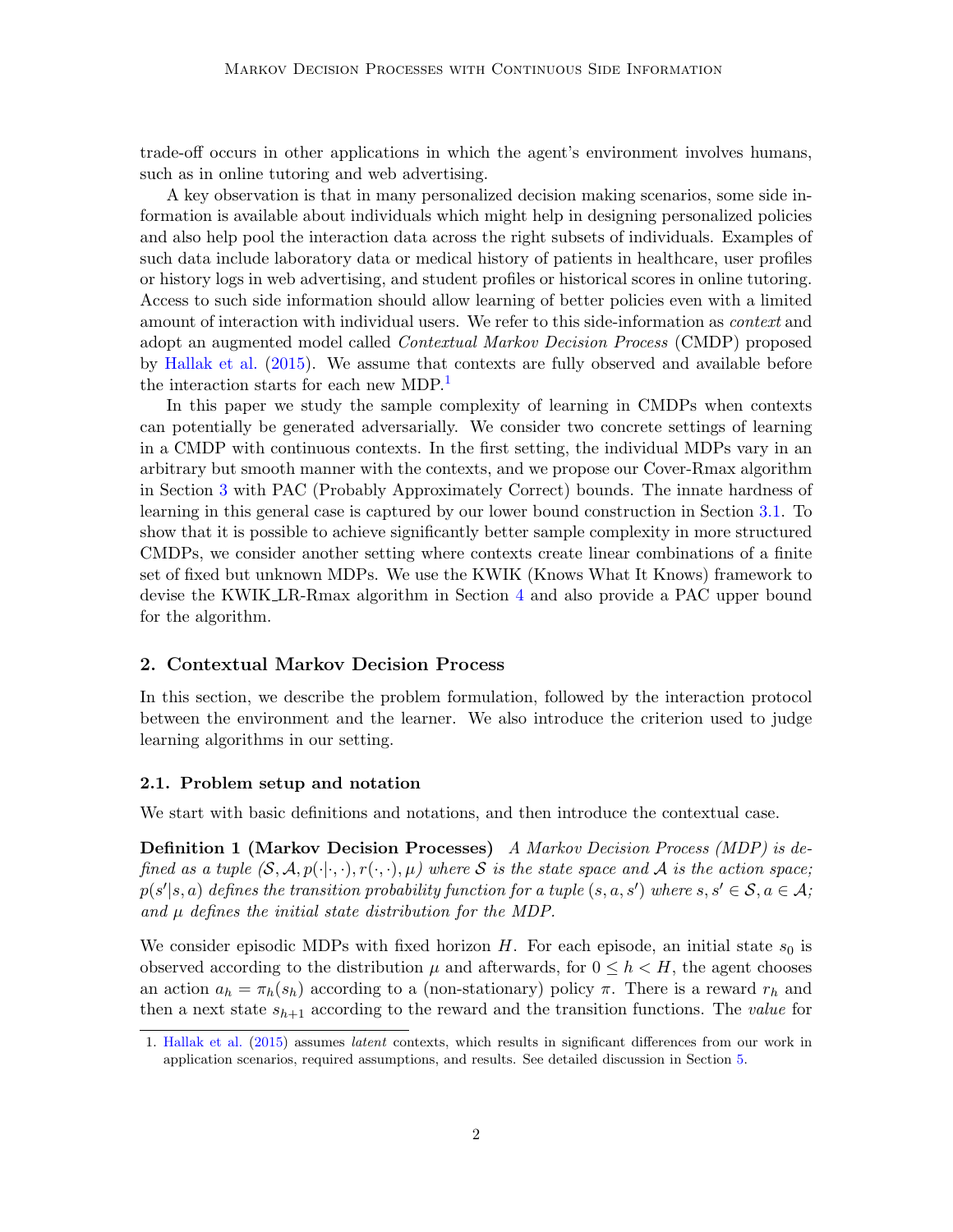trade-off occurs in other applications in which the agent's environment involves humans, such as in online tutoring and web advertising.

A key observation is that in many personalized decision making scenarios, some side information is available about individuals which might help in designing personalized policies and also help pool the interaction data across the right subsets of individuals. Examples of such data include laboratory data or medical history of patients in healthcare, user profiles or history logs in web advertising, and student profiles or historical scores in online tutoring. Access to such side information should allow learning of better policies even with a limited amount of interaction with individual users. We refer to this side-information as *context* and adopt an augmented model called *Contextual Markov Decision Process* (CMDP) proposed by Hallak et al. (2015). We assume that contexts are fully observed and available before the interaction starts for each new MDP.[1]

In this paper we study the sample complexity of learning in CMDPs when contexts can potentially be generated adversarially. We consider two concrete settings of learning in a CMDP with continuous contexts. In the first setting, the individual MDPs vary in an arbitrary but smooth manner with the contexts, and we propose our Cover-Rmax algorithm in Section 3 with PAC (Probably Approximately Correct) bounds. The innate hardness of learning in this general case is captured by our lower bound construction in Section 3.1. To show that it is possible to achieve significantly better sample complexity in more structured CMDPs, we consider another setting where contexts create linear combinations of a finite set of fixed but unknown MDPs. We use the KWIK (Knows What It Knows) framework to devise the KWIK_LR-Rmax algorithm in Section 4 and also provide a PAC upper bound for the algorithm.

## 2. Contextual Markov Decision Process

In this section, we describe the problem formulation, followed by the interaction protocol between the environment and the learner. We also introduce the criterion used to judge learning algorithms in our setting.

### 2.1. Problem setup and notation

We start with basic definitions and notations, and then introduce the contextual case.

**Definition 1 (Markov Decision Processes)** *A Markov Decision Process (MDP) is defined as a tuple $(\mathcal{S}, \mathcal{A}, p(\cdot|\cdot,\cdot), r(\cdot,\cdot), \mu)$ where $\mathcal{S}$ is the state space and $\mathcal{A}$ is the action space; $p(s'|s,a)$ defines the transition probability function for a tuple $(s,a,s')$ where $s, s' \in \mathcal{S}, a \in \mathcal{A}$; and $\mu$ defines the initial state distribution for the MDP.*

We consider episodic MDPs with fixed horizon $H$. For each episode, an initial state $s_0$ is observed according to the distribution $\mu$ and afterwards, for $0 \leq h < H$, the agent chooses an action $a_h = \pi_h(s_h)$ according to a (non-stationary) policy $\pi$. There is a reward $r_h$ and then a next state $s_{h+1}$ according to the reward and the transition functions. The *value* for

[1] Hallak et al. (2015) assumes *latent* contexts, which results in significant differences from our work in application scenarios, required assumptions, and results. See detailed discussion in Section 5.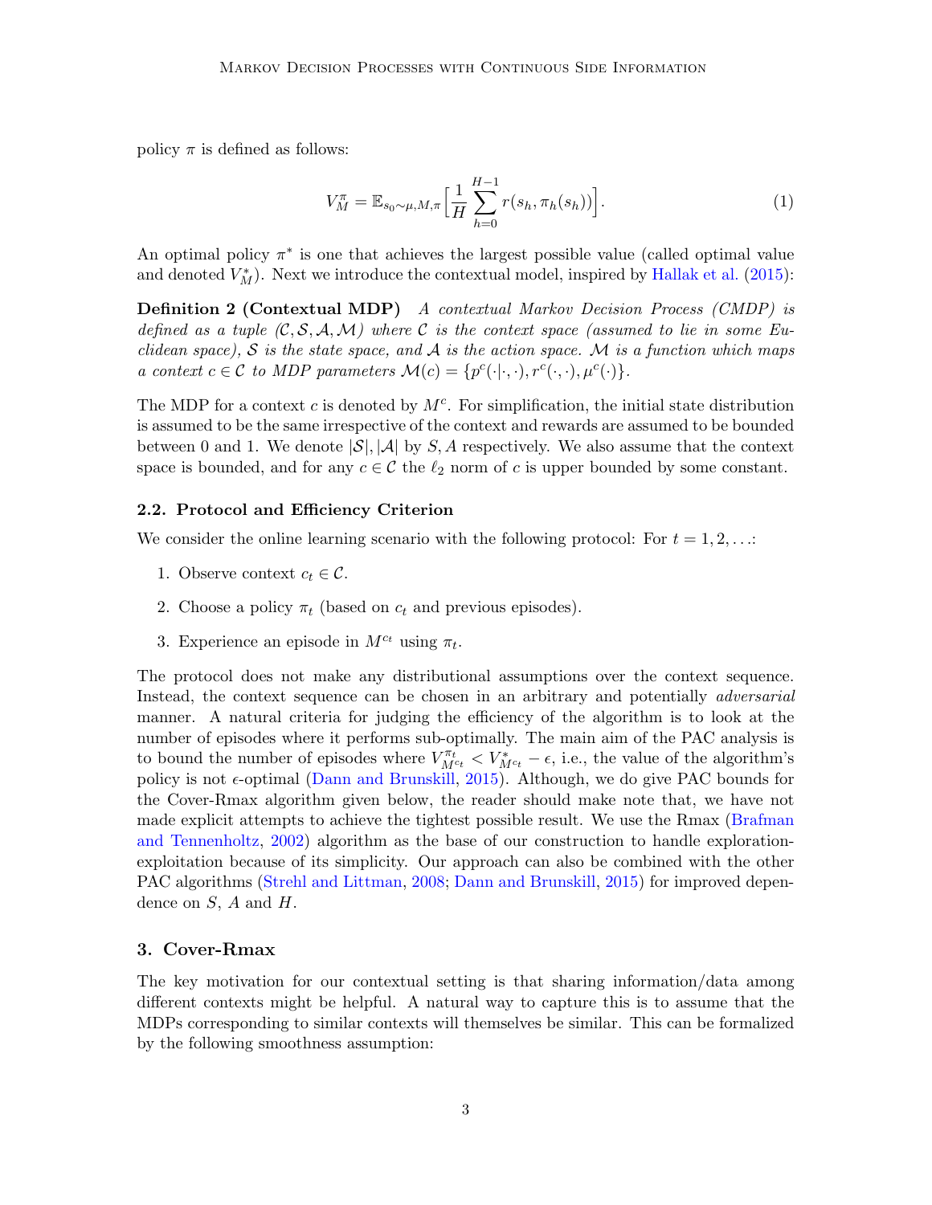policy $\pi$ is defined as follows:

$$V_M^\pi = \mathbb{E}_{s_0 \sim \mu, M, \pi}\Big[\frac{1}{H}\sum_{h=0}^{H-1} r(s_h, \pi_h(s_h))\Big]. \tag{1}$$

An optimal policy $\pi^*$ is one that achieves the largest possible value (called optimal value and denoted $V_M^*$). Next we introduce the contextual model, inspired by Hallak et al. (2015):

**Definition 2 (Contextual MDP)** *A contextual Markov Decision Process (CMDP) is defined as a tuple $(\mathcal{C}, \mathcal{S}, \mathcal{A}, \mathcal{M})$ where $\mathcal{C}$ is the context space (assumed to lie in some Euclidean space), $\mathcal{S}$ is the state space, and $\mathcal{A}$ is the action space. $\mathcal{M}$ is a function which maps a context $c \in \mathcal{C}$ to MDP parameters $\mathcal{M}(c) = \{p^c(\cdot|\cdot,\cdot), r^c(\cdot,\cdot), \mu^c(\cdot)\}$.*

The MDP for a context $c$ is denoted by $M^c$. For simplification, the initial state distribution is assumed to be the same irrespective of the context and rewards are assumed to be bounded between 0 and 1. We denote $|\mathcal{S}|, |\mathcal{A}|$ by $S, A$ respectively. We also assume that the context space is bounded, and for any $c \in \mathcal{C}$ the $\ell_2$ norm of $c$ is upper bounded by some constant.

### 2.2. Protocol and Efficiency Criterion

We consider the online learning scenario with the following protocol: For $t = 1, 2, \ldots$:

1. Observe context $c_t \in \mathcal{C}$.
2. Choose a policy $\pi_t$ (based on $c_t$ and previous episodes).
3. Experience an episode in $M^{c_t}$ using $\pi_t$.

The protocol does not make any distributional assumptions over the context sequence. Instead, the context sequence can be chosen in an arbitrary and potentially *adversarial* manner. A natural criteria for judging the efficiency of the algorithm is to look at the number of episodes where it performs sub-optimally. The main aim of the PAC analysis is to bound the number of episodes where $V_{M^{c_t}}^{\pi_t} < V_{M^{c_t}}^* - \epsilon$, i.e., the value of the algorithm's policy is not $\epsilon$-optimal (Dann and Brunskill, 2015). Although, we do give PAC bounds for the Cover-Rmax algorithm given below, the reader should make note that, we have not made explicit attempts to achieve the tightest possible result. We use the Rmax (Brafman and Tennenholtz, 2002) algorithm as the base of our construction to handle exploration-exploitation because of its simplicity. Our approach can also be combined with the other PAC algorithms (Strehl and Littman, 2008; Dann and Brunskill, 2015) for improved dependence on $S$, $A$ and $H$.

## 3. Cover-Rmax

The key motivation for our contextual setting is that sharing information/data among different contexts might be helpful. A natural way to capture this is to assume that the MDPs corresponding to similar contexts will themselves be similar. This can be formalized by the following smoothness assumption: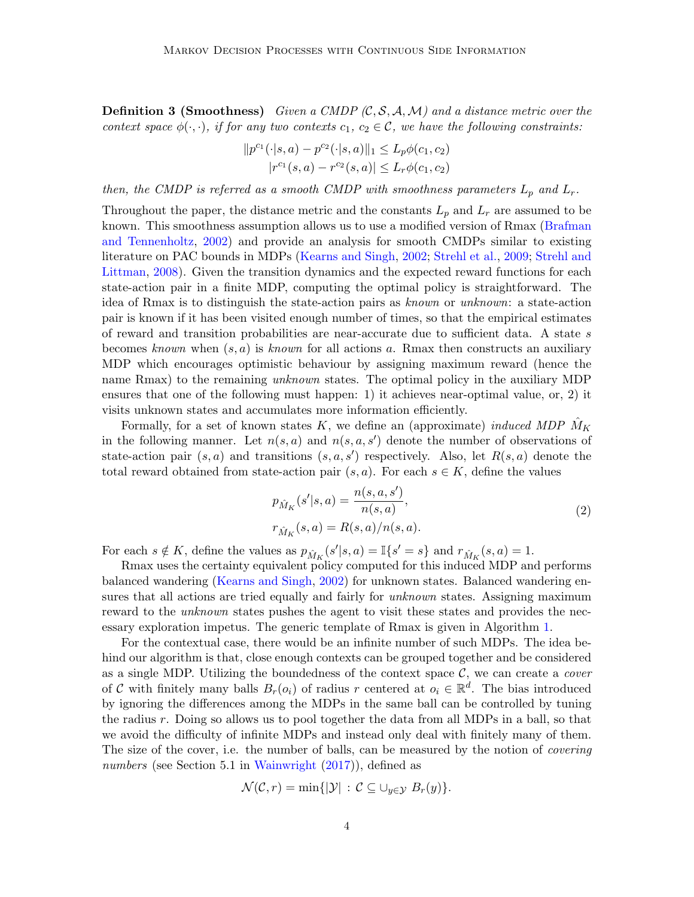**Definition 3 (Smoothness)** *Given a CMDP $(\mathcal{C}, \mathcal{S}, \mathcal{A}, \mathcal{M})$ and a distance metric over the context space $\phi(\cdot,\cdot)$, if for any two contexts $c_1,\ c_2 \in \mathcal{C}$, we have the following constraints:*

$$
\begin{aligned}
\|p^{c_1}(\cdot|s,a) - p^{c_2}(\cdot|s,a)\|_1 &\leq L_p \phi(c_1, c_2) \\
|r^{c_1}(s,a) - r^{c_2}(s,a)| &\leq L_r \phi(c_1, c_2)
\end{aligned}
$$

*then, the CMDP is referred as a smooth CMDP with smoothness parameters $L_p$ and $L_r$.*

Throughout the paper, the distance metric and the constants $L_p$ and $L_r$ are assumed to be known. This smoothness assumption allows us to use a modified version of Rmax (Brafman and Tennenholtz, 2002) and provide an analysis for smooth CMDPs similar to existing literature on PAC bounds in MDPs (Kearns and Singh, 2002; Strehl et al., 2009; Strehl and Littman, 2008). Given the transition dynamics and the expected reward functions for each state-action pair in a finite MDP, computing the optimal policy is straightforward. The idea of Rmax is to distinguish the state-action pairs as *known* or *unknown*: a state-action pair is known if it has been visited enough number of times, so that the empirical estimates of reward and transition probabilities are near-accurate due to sufficient data. A state $s$ becomes *known* when $(s, a)$ is *known* for all actions $a$. Rmax then constructs an auxiliary MDP which encourages optimistic behaviour by assigning maximum reward (hence the name Rmax) to the remaining *unknown* states. The optimal policy in the auxiliary MDP ensures that one of the following must happen: 1) it achieves near-optimal value, or, 2) it visits unknown states and accumulates more information efficiently.

Formally, for a set of known states $K$, we define an (approximate) *induced MDP* $\hat{M}_K$ in the following manner. Let $n(s, a)$ and $n(s, a, s')$ denote the number of observations of state-action pair $(s, a)$ and transitions $(s, a, s')$ respectively. Also, let $R(s, a)$ denote the total reward obtained from state-action pair $(s, a)$. For each $s \in K$, define the values

$$
\begin{aligned}
p_{\hat{M}_K}(s'|s,a) &= \frac{n(s,a,s')}{n(s,a)}, \\
r_{\hat{M}_K}(s,a) &= R(s,a)/n(s,a).
\end{aligned}
\tag{2}
$$

For each $s \notin K$, define the values as $p_{\hat{M}_K}(s'|s,a) = \mathbb{I}\{s' = s\}$ and $r_{\hat{M}_K}(s,a) = 1$.

Rmax uses the certainty equivalent policy computed for this induced MDP and performs balanced wandering (Kearns and Singh, 2002) for unknown states. Balanced wandering ensures that all actions are tried equally and fairly for *unknown* states. Assigning maximum reward to the *unknown* states pushes the agent to visit these states and provides the necessary exploration impetus. The generic template of Rmax is given in Algorithm 1.

For the contextual case, there would be an infinite number of such MDPs. The idea behind our algorithm is that, close enough contexts can be grouped together and be considered as a single MDP. Utilizing the boundedness of the context space $\mathcal{C}$, we can create a *cover* of $\mathcal{C}$ with finitely many balls $B_r(o_i)$ of radius $r$ centered at $o_i \in \mathbb{R}^d$. The bias introduced by ignoring the differences among the MDPs in the same ball can be controlled by tuning the radius $r$. Doing so allows us to pool together the data from all MDPs in a ball, so that we avoid the difficulty of infinite MDPs and instead only deal with finitely many of them. The size of the cover, i.e. the number of balls, can be measured by the notion of *covering numbers* (see Section 5.1 in Wainwright (2017)), defined as

$$
\mathcal{N}(\mathcal{C}, r) = \min\{|\mathcal{Y}| : \mathcal{C} \subseteq \cup_{y \in \mathcal{Y}} B_r(y)\}.
$$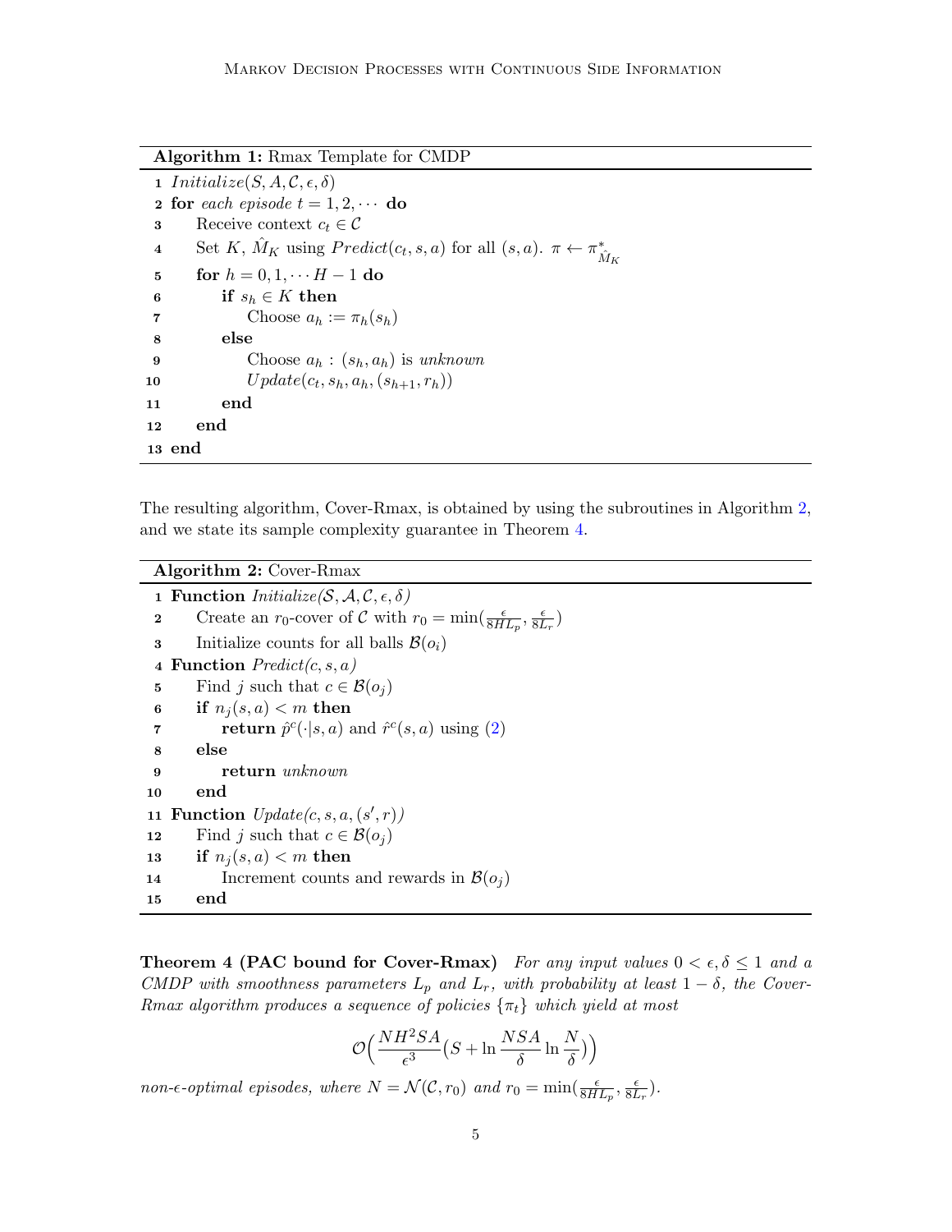**Algorithm 1:** Rmax Template for CMDP

```
1  Initialize(S, A, C, ε, δ)
2  for each episode t = 1, 2, ··· do
3      Receive context c_t ∈ C
4      Set K, M̂_K using Predict(c_t, s, a) for all (s, a). π ← π*_{M̂_K}
5      for h = 0, 1, ··· H − 1 do
6          if s_h ∈ K then
7              Choose a_h := π_h(s_h)
8          else
9              Choose a_h : (s_h, a_h) is unknown
10             Update(c_t, s_h, a_h, (s_{h+1}, r_h))
11         end
12     end
13 end
```

The resulting algorithm, Cover-Rmax, is obtained by using the subroutines in Algorithm 2, and we state its sample complexity guarantee in Theorem 4.

**Algorithm 2:** Cover-Rmax

```
1  Function Initialize(S, A, C, ε, δ)
2      Create an r_0-cover of C with r_0 = min(ε/(8HL_p), ε/(8L_r))
3      Initialize counts for all balls B(o_i)
4  Function Predict(c, s, a)
5      Find j such that c ∈ B(o_j)
6      if n_j(s, a) < m then
7          return p̂^c(·|s, a) and r̂^c(s, a) using (2)
8      else
9          return unknown
10     end
11 Function Update(c, s, a, (s', r))
12     Find j such that c ∈ B(o_j)
13     if n_j(s, a) < m then
14         Increment counts and rewards in B(o_j)
15     end
```

**Theorem 4 (PAC bound for Cover-Rmax)** *For any input values $0 < \epsilon, \delta \leq 1$ and a CMDP with smoothness parameters $L_p$ and $L_r$, with probability at least $1 - \delta$, the Cover-Rmax algorithm produces a sequence of policies $\{\pi_t\}$ which yield at most*

$$\mathcal{O}\Big(\frac{NH^2SA}{\epsilon^3}\big(S + \ln\frac{NSA}{\delta}\ln\frac{N}{\delta}\big)\Big)$$

*non-$\epsilon$-optimal episodes, where $N = \mathcal{N}(\mathcal{C}, r_0)$ and $r_0 = \min(\frac{\epsilon}{8HL_p}, \frac{\epsilon}{8L_r})$.*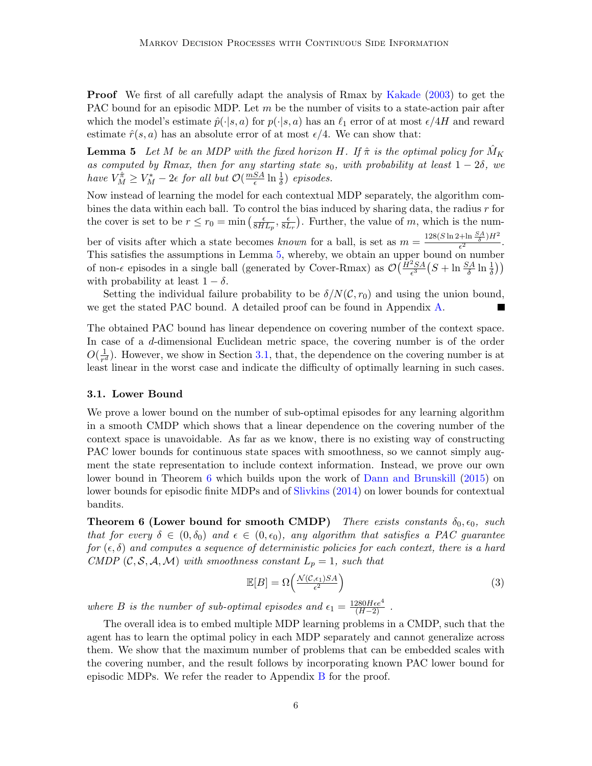**Proof** We first of all carefully adapt the analysis of Rmax by Kakade (2003) to get the PAC bound for an episodic MDP. Let $m$ be the number of visits to a state-action pair after which the model's estimate $\hat{p}(\cdot|s,a)$ for $p(\cdot|s,a)$ has an $\ell_1$ error of at most $\epsilon/4H$ and reward estimate $\hat{r}(s,a)$ has an absolute error of at most $\epsilon/4$. We can show that:

**Lemma 5** *Let $M$ be an MDP with the fixed horizon $H$. If $\hat{\pi}$ is the optimal policy for $\hat{M}_K$ as computed by Rmax, then for any starting state $s_0$, with probability at least $1-2\delta$, we have $V_M^{\hat{\pi}} \geq V_M^* - 2\epsilon$ for all but $\mathcal{O}(\frac{mSA}{\epsilon}\ln\frac{1}{\delta})$ episodes.*

Now instead of learning the model for each contextual MDP separately, the algorithm combines the data within each ball. To control the bias induced by sharing data, the radius $r$ for the cover is set to be $r \leq r_0 = \min\big(\frac{\epsilon}{8HL_p}, \frac{\epsilon}{8L_r}\big)$. Further, the value of $m$, which is the number of visits after which a state becomes *known* for a ball, is set as $m = \frac{128(S\ln 2 + \ln\frac{SA}{\delta})H^2}{\epsilon^2}$. This satisfies the assumptions in Lemma 5, whereby, we obtain an upper bound on number of non-$\epsilon$ episodes in a single ball (generated by Cover-Rmax) as $\mathcal{O}\big(\frac{H^2SA}{\epsilon^3}\big(S + \ln\frac{SA}{\delta}\ln\frac{1}{\delta}\big)\big)$ with probability at least $1-\delta$.

Setting the individual failure probability to be $\delta/N(\mathcal{C}, r_0)$ and using the union bound, we get the stated PAC bound. A detailed proof can be found in Appendix A. ∎

The obtained PAC bound has linear dependence on covering number of the context space. In case of a $d$-dimensional Euclidean metric space, the covering number is of the order $O(\frac{1}{r^d})$. However, we show in Section 3.1, that, the dependence on the covering number is at least linear in the worst case and indicate the difficulty of optimally learning in such cases.

### 3.1. Lower Bound

We prove a lower bound on the number of sub-optimal episodes for any learning algorithm in a smooth CMDP which shows that a linear dependence on the covering number of the context space is unavoidable. As far as we know, there is no existing way of constructing PAC lower bounds for continuous state spaces with smoothness, so we cannot simply augment the state representation to include context information. Instead, we prove our own lower bound in Theorem 6 which builds upon the work of Dann and Brunskill (2015) on lower bounds for episodic finite MDPs and of Slivkins (2014) on lower bounds for contextual bandits.

**Theorem 6 (Lower bound for smooth CMDP)** *There exists constants $\delta_0, \epsilon_0$, such that for every $\delta \in (0, \delta_0)$ and $\epsilon \in (0, \epsilon_0)$, any algorithm that satisfies a PAC guarantee for $(\epsilon, \delta)$ and computes a sequence of deterministic policies for each context, there is a hard CMDP $(\mathcal{C}, \mathcal{S}, \mathcal{A}, \mathcal{M})$ with smoothness constant $L_p = 1$, such that*

$$\mathbb{E}[B] = \Omega\Big(\frac{\mathcal{N}(\mathcal{C}, \epsilon_1)SA}{\epsilon^2}\Big) \tag{3}$$

*where $B$ is the number of sub-optimal episodes and $\epsilon_1 = \frac{1280H\epsilon e^4}{(H-2)}$ .*

The overall idea is to embed multiple MDP learning problems in a CMDP, such that the agent has to learn the optimal policy in each MDP separately and cannot generalize across them. We show that the maximum number of problems that can be embedded scales with the covering number, and the result follows by incorporating known PAC lower bound for episodic MDPs. We refer the reader to Appendix B for the proof.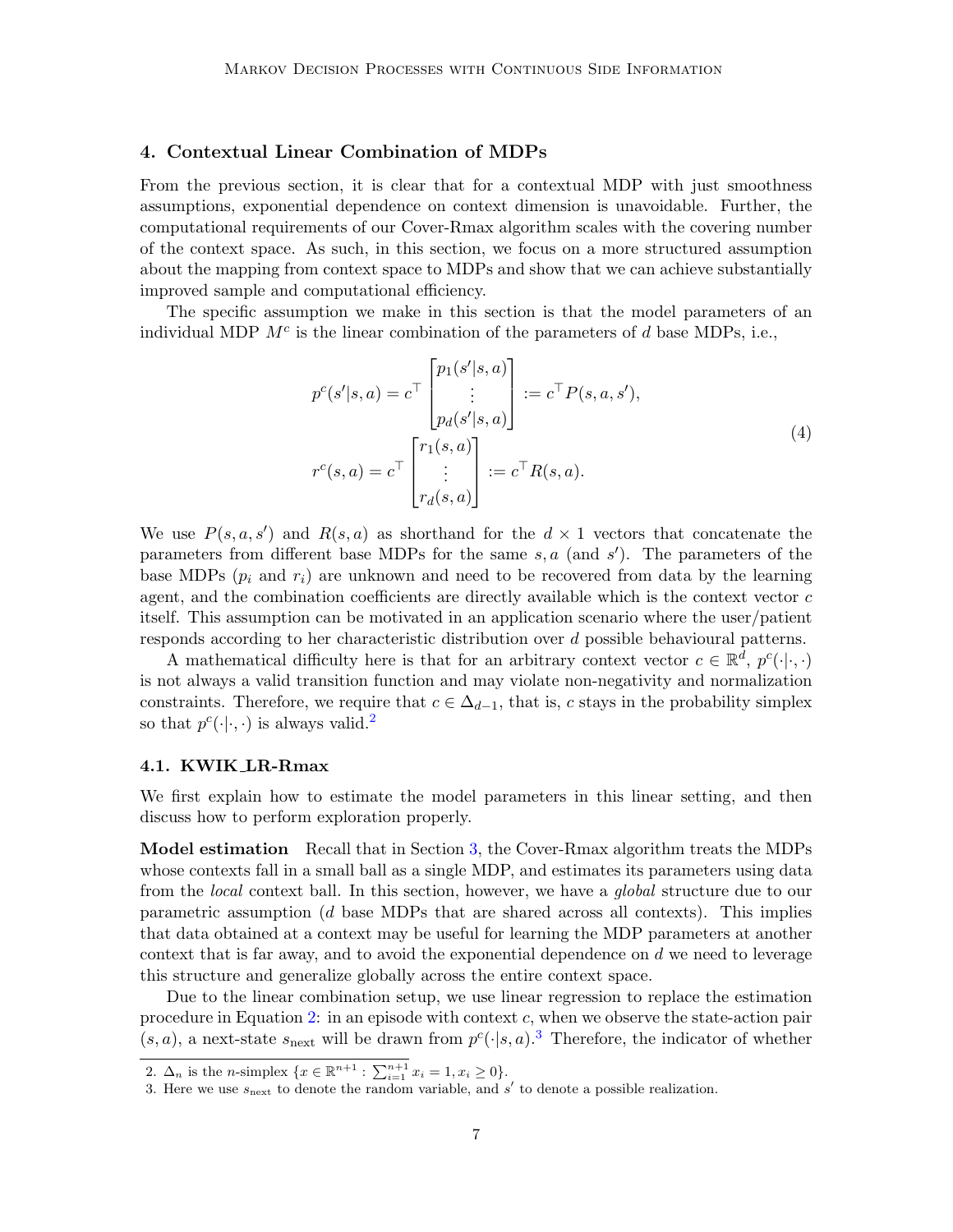## 4. Contextual Linear Combination of MDPs

From the previous section, it is clear that for a contextual MDP with just smoothness assumptions, exponential dependence on context dimension is unavoidable. Further, the computational requirements of our Cover-Rmax algorithm scales with the covering number of the context space. As such, in this section, we focus on a more structured assumption about the mapping from context space to MDPs and show that we can achieve substantially improved sample and computational efficiency.

The specific assumption we make in this section is that the model parameters of an individual MDP $M^c$ is the linear combination of the parameters of $d$ base MDPs, i.e.,

$$
\begin{aligned}
p^c(s'|s,a) &= c^\top \begin{bmatrix} p_1(s'|s,a) \\ \vdots \\ p_d(s'|s,a) \end{bmatrix} := c^\top P(s,a,s'), \\
r^c(s,a) &= c^\top \begin{bmatrix} r_1(s,a) \\ \vdots \\ r_d(s,a) \end{bmatrix} := c^\top R(s,a).
\end{aligned}
\tag{4}
$$

We use $P(s,a,s')$ and $R(s,a)$ as shorthand for the $d \times 1$ vectors that concatenate the parameters from different base MDPs for the same $s, a$ (and $s'$). The parameters of the base MDPs ($p_i$ and $r_i$) are unknown and need to be recovered from data by the learning agent, and the combination coefficients are directly available which is the context vector $c$ itself. This assumption can be motivated in an application scenario where the user/patient responds according to her characteristic distribution over $d$ possible behavioural patterns.

A mathematical difficulty here is that for an arbitrary context vector $c \in \mathbb{R}^d$, $p^c(\cdot|\cdot,\cdot)$ is not always a valid transition function and may violate non-negativity and normalization constraints. Therefore, we require that $c \in \Delta_{d-1}$, that is, $c$ stays in the probability simplex so that $p^c(\cdot|\cdot,\cdot)$ is always valid.[2]

### 4.1. KWIK_LR-Rmax

We first explain how to estimate the model parameters in this linear setting, and then discuss how to perform exploration properly.

**Model estimation** Recall that in Section 3, the Cover-Rmax algorithm treats the MDPs whose contexts fall in a small ball as a single MDP, and estimates its parameters using data from the *local* context ball. In this section, however, we have a *global* structure due to our parametric assumption ($d$ base MDPs that are shared across all contexts). This implies that data obtained at a context may be useful for learning the MDP parameters at another context that is far away, and to avoid the exponential dependence on $d$ we need to leverage this structure and generalize globally across the entire context space.

Due to the linear combination setup, we use linear regression to replace the estimation procedure in Equation 2: in an episode with context $c$, when we observe the state-action pair $(s,a)$, a next-state $s_{\text{next}}$ will be drawn from $p^c(\cdot|s,a)$.[3] Therefore, the indicator of whether

2. $\Delta_n$ is the $n$-simplex $\{x \in \mathbb{R}^{n+1} : \sum_{i=1}^{n+1} x_i = 1, x_i \geq 0\}$.

3. Here we use $s_{\text{next}}$ to denote the random variable, and $s'$ to denote a possible realization.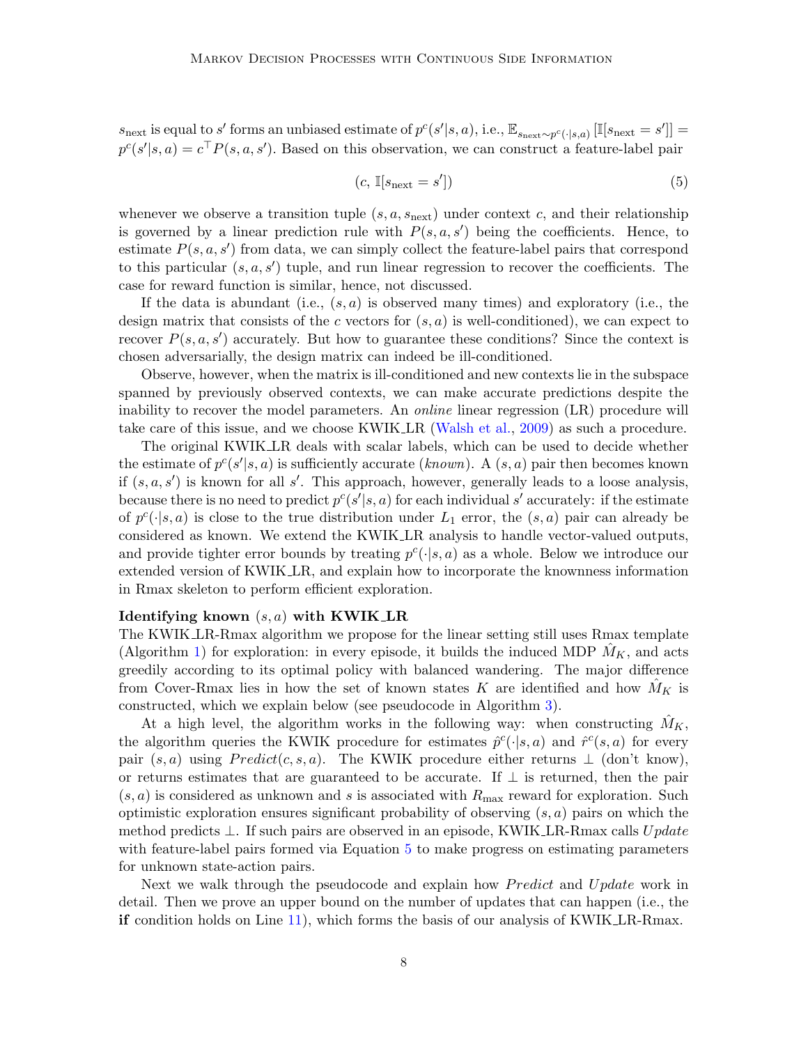$s_{\text{next}}$ is equal to $s'$ forms an unbiased estimate of $p^c(s'|s,a)$, i.e., $\mathbb{E}_{s_{\text{next}} \sim p^c(\cdot|s,a)}\left[\mathbb{I}[s_{\text{next}} = s']\right] = p^c(s'|s,a) = c^\top P(s,a,s')$. Based on this observation, we can construct a feature-label pair

$$(c,\, \mathbb{I}[s_{\text{next}} = s']) \tag{5}$$

whenever we observe a transition tuple $(s, a, s_{\text{next}})$ under context $c$, and their relationship is governed by a linear prediction rule with $P(s,a,s')$ being the coefficients. Hence, to estimate $P(s,a,s')$ from data, we can simply collect the feature-label pairs that correspond to this particular $(s,a,s')$ tuple, and run linear regression to recover the coefficients. The case for reward function is similar, hence, not discussed.

If the data is abundant (i.e., $(s,a)$ is observed many times) and exploratory (i.e., the design matrix that consists of the $c$ vectors for $(s,a)$ is well-conditioned), we can expect to recover $P(s,a,s')$ accurately. But how to guarantee these conditions? Since the context is chosen adversarially, the design matrix can indeed be ill-conditioned.

Observe, however, when the matrix is ill-conditioned and new contexts lie in the subspace spanned by previously observed contexts, we can make accurate predictions despite the inability to recover the model parameters. An *online* linear regression (LR) procedure will take care of this issue, and we choose KWIK_LR (Walsh et al., 2009) as such a procedure.

The original KWIK_LR deals with scalar labels, which can be used to decide whether the estimate of $p^c(s'|s,a)$ is sufficiently accurate (*known*). A $(s,a)$ pair then becomes known if $(s,a,s')$ is known for all $s'$. This approach, however, generally leads to a loose analysis, because there is no need to predict $p^c(s'|s,a)$ for each individual $s'$ accurately: if the estimate of $p^c(\cdot|s,a)$ is close to the true distribution under $L_1$ error, the $(s,a)$ pair can already be considered as known. We extend the KWIK_LR analysis to handle vector-valued outputs, and provide tighter error bounds by treating $p^c(\cdot|s,a)$ as a whole. Below we introduce our extended version of KWIK_LR, and explain how to incorporate the knownness information in Rmax skeleton to perform efficient exploration.

**Identifying known $(s,a)$ with KWIK_LR**

The KWIK_LR-Rmax algorithm we propose for the linear setting still uses Rmax template (Algorithm 1) for exploration: in every episode, it builds the induced MDP $\hat{M}_K$, and acts greedily according to its optimal policy with balanced wandering. The major difference from Cover-Rmax lies in how the set of known states $K$ are identified and how $\hat{M}_K$ is constructed, which we explain below (see pseudocode in Algorithm 3).

At a high level, the algorithm works in the following way: when constructing $\hat{M}_K$, the algorithm queries the KWIK procedure for estimates $\hat{p}^c(\cdot|s,a)$ and $\hat{r}^c(s,a)$ for every pair $(s,a)$ using *Predict*$(c,s,a)$. The KWIK procedure either returns $\perp$ (don't know), or returns estimates that are guaranteed to be accurate. If $\perp$ is returned, then the pair $(s,a)$ is considered as unknown and $s$ is associated with $R_{\max}$ reward for exploration. Such optimistic exploration ensures significant probability of observing $(s,a)$ pairs on which the method predicts $\perp$. If such pairs are observed in an episode, KWIK_LR-Rmax calls *Update* with feature-label pairs formed via Equation 5 to make progress on estimating parameters for unknown state-action pairs.

Next we walk through the pseudocode and explain how *Predict* and *Update* work in detail. Then we prove an upper bound on the number of updates that can happen (i.e., the **if** condition holds on Line 11), which forms the basis of our analysis of KWIK_LR-Rmax.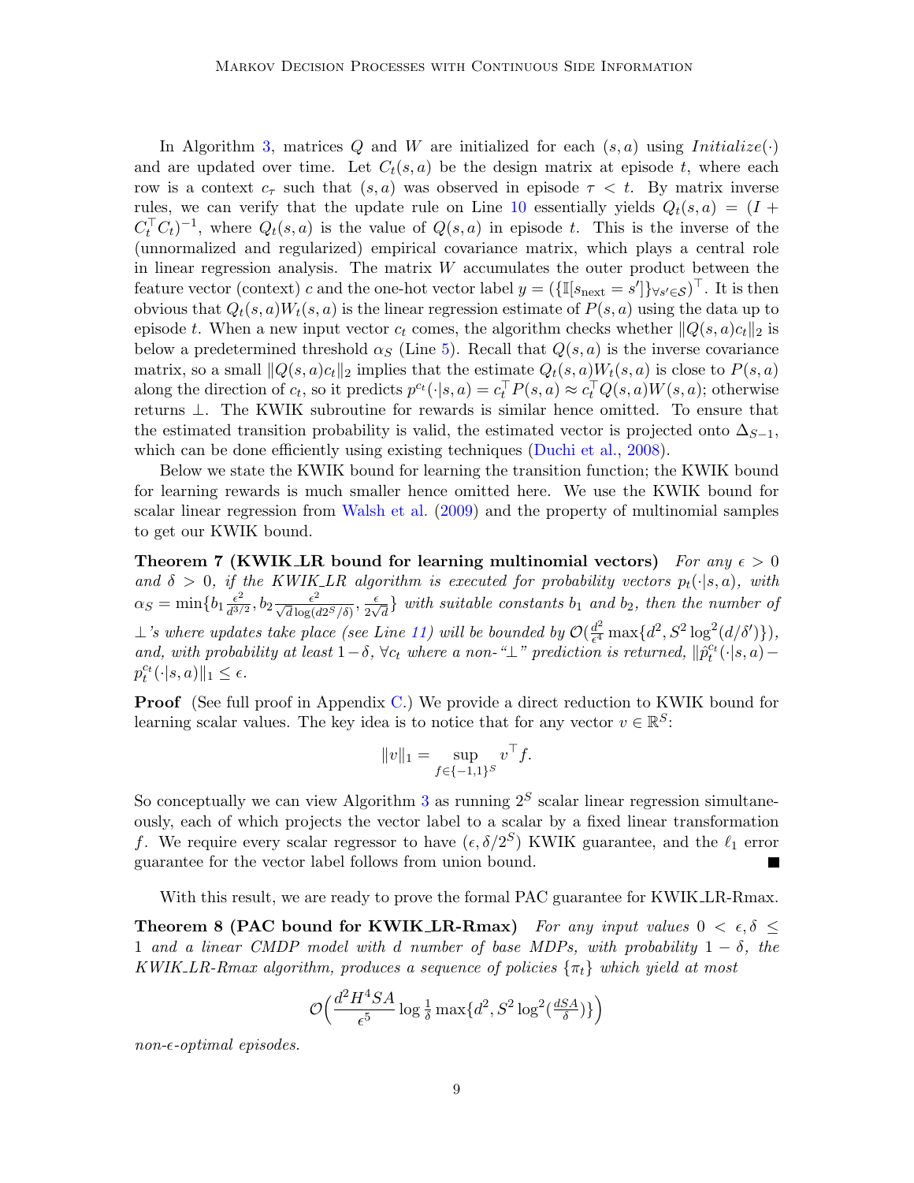In Algorithm 3, matrices $Q$ and $W$ are initialized for each $(s, a)$ using $Initialize(\cdot)$ and are updated over time. Let $C_t(s, a)$ be the design matrix at episode $t$, where each row is a context $c_\tau$ such that $(s, a)$ was observed in episode $\tau < t$. By matrix inverse rules, we can verify that the update rule on Line 10 essentially yields $Q_t(s, a) = (I + C_t^\top C_t)^{-1}$, where $Q_t(s, a)$ is the value of $Q(s, a)$ in episode $t$. This is the inverse of the (unnormalized and regularized) empirical covariance matrix, which plays a central role in linear regression analysis. The matrix $W$ accumulates the outer product between the feature vector (context) $c$ and the one-hot vector label $y = (\{\mathbb{I}[s_{\text{next}} = s']\}_{\forall s' \in \mathcal{S}})^\top$. It is then obvious that $Q_t(s, a)W_t(s, a)$ is the linear regression estimate of $P(s, a)$ using the data up to episode $t$. When a new input vector $c_t$ comes, the algorithm checks whether $\|Q(s, a)c_t\|_2$ is below a predetermined threshold $\alpha_S$ (Line 5). Recall that $Q(s, a)$ is the inverse covariance matrix, so a small $\|Q(s, a)c_t\|_2$ implies that the estimate $Q_t(s, a)W_t(s, a)$ is close to $P(s, a)$ along the direction of $c_t$, so it predicts $p^{c_t}(\cdot|s, a) = c_t^\top P(s, a) \approx c_t^\top Q(s, a)W(s, a)$; otherwise returns $\perp$. The KWIK subroutine for rewards is similar hence omitted. To ensure that the estimated transition probability is valid, the estimated vector is projected onto $\Delta_{S-1}$, which can be done efficiently using existing techniques (Duchi et al., 2008).

Below we state the KWIK bound for learning the transition function; the KWIK bound for learning rewards is much smaller hence omitted here. We use the KWIK bound for scalar linear regression from Walsh et al. (2009) and the property of multinomial samples to get our KWIK bound.

**Theorem 7 (KWIK_LR bound for learning multinomial vectors)** *For any $\epsilon > 0$ and $\delta > 0$, if the KWIK_LR algorithm is executed for probability vectors $p_t(\cdot|s, a)$, with $\alpha_S = \min\{b_1 \frac{\epsilon^2}{d^{3/2}}, b_2 \frac{\epsilon^2}{\sqrt{d}\log(d2^S/\delta)}, \frac{\epsilon}{2\sqrt{d}}\}$ with suitable constants $b_1$ and $b_2$, then the number of $\perp$'s where updates take place (see Line 11) will be bounded by $\mathcal{O}(\frac{d^2}{\epsilon^4}\max\{d^2, S^2\log^2(d/\delta')\})$, and, with probability at least $1-\delta$, $\forall c_t$ where a non-"$\perp$" prediction is returned, $\|\hat{p}_t^{c_t}(\cdot|s, a) - p_t^{c_t}(\cdot|s, a)\|_1 \le \epsilon$.*

**Proof** (See full proof in Appendix C.) We provide a direct reduction to KWIK bound for learning scalar values. The key idea is to notice that for any vector $v \in \mathbb{R}^S$:

$$\|v\|_1 = \sup_{f \in \{-1,1\}^S} v^\top f.$$

So conceptually we can view Algorithm 3 as running $2^S$ scalar linear regression simultaneously, each of which projects the vector label to a scalar by a fixed linear transformation $f$. We require every scalar regressor to have $(\epsilon, \delta/2^S)$ KWIK guarantee, and the $\ell_1$ error guarantee for the vector label follows from union bound. ∎

With this result, we are ready to prove the formal PAC guarantee for KWIK_LR-Rmax.

**Theorem 8 (PAC bound for KWIK_LR-Rmax)** *For any input values $0 < \epsilon, \delta \le 1$ and a linear CMDP model with $d$ number of base MDPs, with probability $1 - \delta$, the KWIK_LR-Rmax algorithm, produces a sequence of policies $\{\pi_t\}$ which yield at most*

$$\mathcal{O}\Big(\frac{d^2 H^4 SA}{\epsilon^5}\log\tfrac{1}{\delta}\max\{d^2, S^2\log^2(\tfrac{dSA}{\delta})\}\Big)$$

*non-$\epsilon$-optimal episodes.*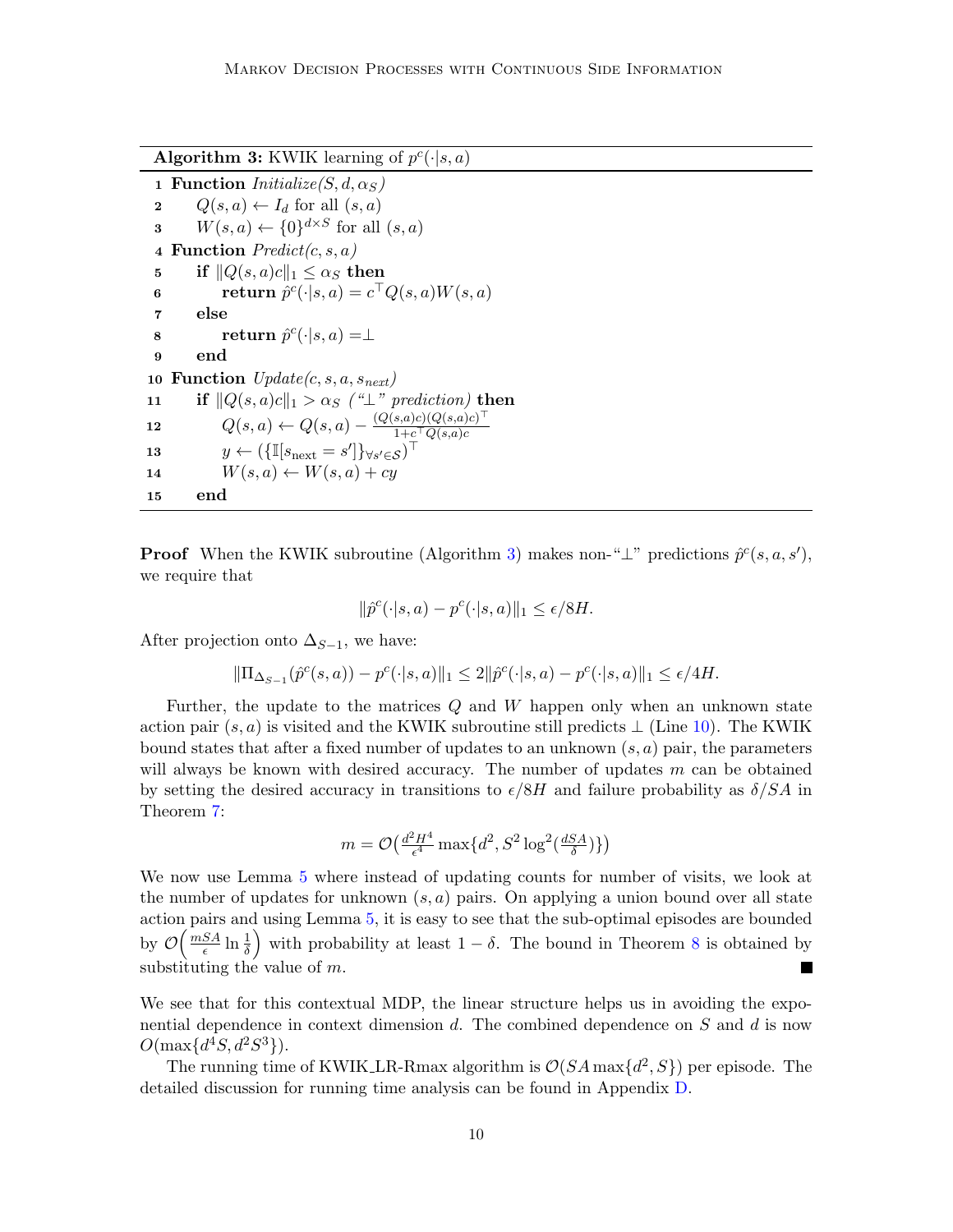**Algorithm 3:** KWIK learning of $p^c(\cdot|s,a)$

```
1  Function Initialize(S, d, α_S)
2      Q(s,a) ← I_d for all (s,a)
3      W(s,a) ← {0}^{d×S} for all (s,a)
4  Function Predict(c, s, a)
5      if ||Q(s,a)c||_1 ≤ α_S then
6          return p̂^c(·|s,a) = c^⊤ Q(s,a) W(s,a)
7      else
8          return p̂^c(·|s,a) = ⊥
9      end
10 Function Update(c, s, a, s_next)
11     if ||Q(s,a)c||_1 > α_S ("⊥" prediction) then
12         Q(s,a) ← Q(s,a) − ((Q(s,a)c)(Q(s,a)c)^⊤) / (1 + c^⊤ Q(s,a)c)
13         y ← ({𝕀[s_next = s']}_{∀s'∈S})^⊤
14         W(s,a) ← W(s,a) + cy
15     end
```

**Proof** When the KWIK subroutine (Algorithm 3) makes non-"$\perp$" predictions $\hat{p}^c(s,a,s')$, we require that

$$\|\hat{p}^c(\cdot|s,a) - p^c(\cdot|s,a)\|_1 \leq \epsilon/8H.$$

After projection onto $\Delta_{S-1}$, we have:

$$\|\Pi_{\Delta_{S-1}}(\hat{p}^c(s,a)) - p^c(\cdot|s,a)\|_1 \leq 2\|\hat{p}^c(\cdot|s,a) - p^c(\cdot|s,a)\|_1 \leq \epsilon/4H.$$

Further, the update to the matrices $Q$ and $W$ happen only when an unknown state action pair $(s,a)$ is visited and the KWIK subroutine still predicts $\perp$ (Line 10). The KWIK bound states that after a fixed number of updates to an unknown $(s,a)$ pair, the parameters will always be known with desired accuracy. The number of updates $m$ can be obtained by setting the desired accuracy in transitions to $\epsilon/8H$ and failure probability as $\delta/SA$ in Theorem 7:

$$m = \mathcal{O}\left(\tfrac{d^2H^4}{\epsilon^4}\max\{d^2, S^2\log^2(\tfrac{dSA}{\delta})\}\right)$$

We now use Lemma 5 where instead of updating counts for number of visits, we look at the number of updates for unknown $(s,a)$ pairs. On applying a union bound over all state action pairs and using Lemma 5, it is easy to see that the sub-optimal episodes are bounded by $\mathcal{O}\left(\frac{mSA}{\epsilon}\ln\frac{1}{\delta}\right)$ with probability at least $1-\delta$. The bound in Theorem 8 is obtained by substituting the value of $m$. ■

We see that for this contextual MDP, the linear structure helps us in avoiding the exponential dependence in context dimension $d$. The combined dependence on $S$ and $d$ is now $O(\max\{d^4S, d^2S^3\})$.

The running time of KWIK_LR-Rmax algorithm is $\mathcal{O}(SA\max\{d^2, S\})$ per episode. The detailed discussion for running time analysis can be found in Appendix D.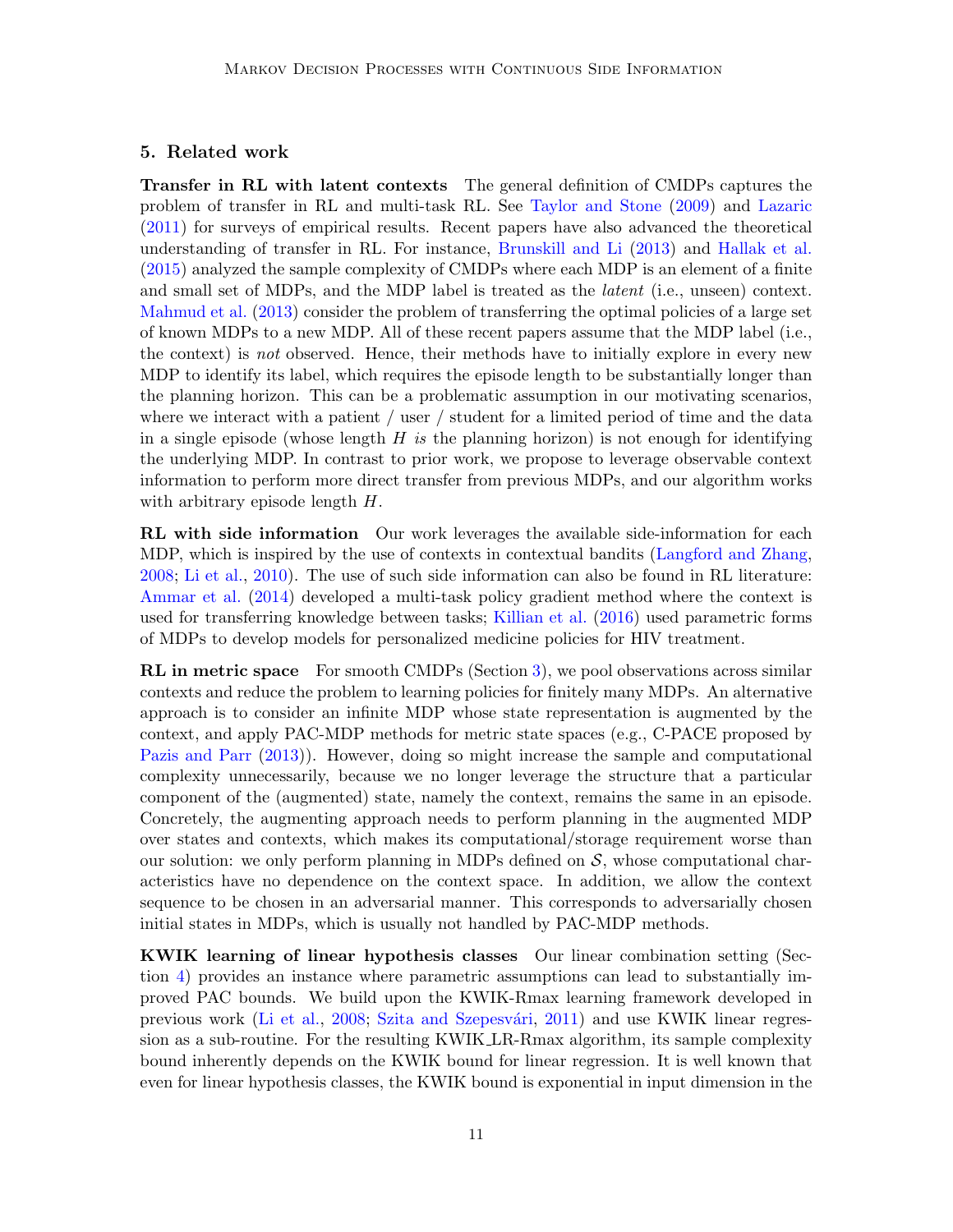## 5. Related work

**Transfer in RL with latent contexts** The general definition of CMDPs captures the problem of transfer in RL and multi-task RL. See Taylor and Stone (2009) and Lazaric (2011) for surveys of empirical results. Recent papers have also advanced the theoretical understanding of transfer in RL. For instance, Brunskill and Li (2013) and Hallak et al. (2015) analyzed the sample complexity of CMDPs where each MDP is an element of a finite and small set of MDPs, and the MDP label is treated as the *latent* (i.e., unseen) context. Mahmud et al. (2013) consider the problem of transferring the optimal policies of a large set of known MDPs to a new MDP. All of these recent papers assume that the MDP label (i.e., the context) is *not* observed. Hence, their methods have to initially explore in every new MDP to identify its label, which requires the episode length to be substantially longer than the planning horizon. This can be a problematic assumption in our motivating scenarios, where we interact with a patient / user / student for a limited period of time and the data in a single episode (whose length $H$ *is* the planning horizon) is not enough for identifying the underlying MDP. In contrast to prior work, we propose to leverage observable context information to perform more direct transfer from previous MDPs, and our algorithm works with arbitrary episode length $H$.

**RL with side information** Our work leverages the available side-information for each MDP, which is inspired by the use of contexts in contextual bandits (Langford and Zhang, 2008; Li et al., 2010). The use of such side information can also be found in RL literature: Ammar et al. (2014) developed a multi-task policy gradient method where the context is used for transferring knowledge between tasks; Killian et al. (2016) used parametric forms of MDPs to develop models for personalized medicine policies for HIV treatment.

**RL in metric space** For smooth CMDPs (Section 3), we pool observations across similar contexts and reduce the problem to learning policies for finitely many MDPs. An alternative approach is to consider an infinite MDP whose state representation is augmented by the context, and apply PAC-MDP methods for metric state spaces (e.g., C-PACE proposed by Pazis and Parr (2013)). However, doing so might increase the sample and computational complexity unnecessarily, because we no longer leverage the structure that a particular component of the (augmented) state, namely the context, remains the same in an episode. Concretely, the augmenting approach needs to perform planning in the augmented MDP over states and contexts, which makes its computational/storage requirement worse than our solution: we only perform planning in MDPs defined on $\mathcal{S}$, whose computational characteristics have no dependence on the context space. In addition, we allow the context sequence to be chosen in an adversarial manner. This corresponds to adversarially chosen initial states in MDPs, which is usually not handled by PAC-MDP methods.

**KWIK learning of linear hypothesis classes** Our linear combination setting (Section 4) provides an instance where parametric assumptions can lead to substantially improved PAC bounds. We build upon the KWIK-Rmax learning framework developed in previous work (Li et al., 2008; Szita and Szepesvári, 2011) and use KWIK linear regression as a sub-routine. For the resulting KWIK_LR-Rmax algorithm, its sample complexity bound inherently depends on the KWIK bound for linear regression. It is well known that even for linear hypothesis classes, the KWIK bound is exponential in input dimension in the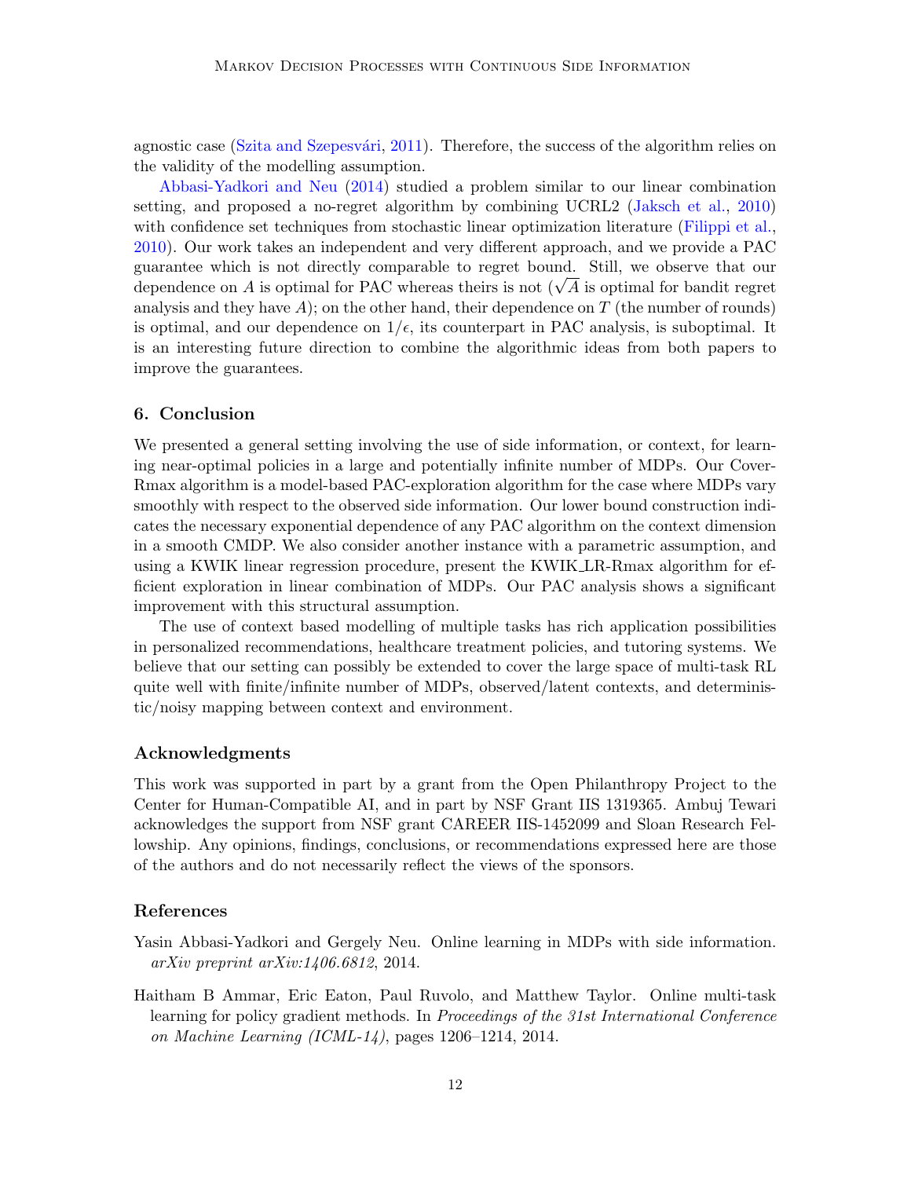agnostic case (Szita and Szepesvári, 2011). Therefore, the success of the algorithm relies on the validity of the modelling assumption.

Abbasi-Yadkori and Neu (2014) studied a problem similar to our linear combination setting, and proposed a no-regret algorithm by combining UCRL2 (Jaksch et al., 2010) with confidence set techniques from stochastic linear optimization literature (Filippi et al., 2010). Our work takes an independent and very different approach, and we provide a PAC guarantee which is not directly comparable to regret bound. Still, we observe that our dependence on $A$ is optimal for PAC whereas theirs is not ($\sqrt{A}$ is optimal for bandit regret analysis and they have $A$); on the other hand, their dependence on $T$ (the number of rounds) is optimal, and our dependence on $1/\epsilon$, its counterpart in PAC analysis, is suboptimal. It is an interesting future direction to combine the algorithmic ideas from both papers to improve the guarantees.

## 6. Conclusion

We presented a general setting involving the use of side information, or context, for learning near-optimal policies in a large and potentially infinite number of MDPs. Our Cover-Rmax algorithm is a model-based PAC-exploration algorithm for the case where MDPs vary smoothly with respect to the observed side information. Our lower bound construction indicates the necessary exponential dependence of any PAC algorithm on the context dimension in a smooth CMDP. We also consider another instance with a parametric assumption, and using a KWIK linear regression procedure, present the KWIK_LR-Rmax algorithm for efficient exploration in linear combination of MDPs. Our PAC analysis shows a significant improvement with this structural assumption.

The use of context based modelling of multiple tasks has rich application possibilities in personalized recommendations, healthcare treatment policies, and tutoring systems. We believe that our setting can possibly be extended to cover the large space of multi-task RL quite well with finite/infinite number of MDPs, observed/latent contexts, and deterministic/noisy mapping between context and environment.

### Acknowledgments

This work was supported in part by a grant from the Open Philanthropy Project to the Center for Human-Compatible AI, and in part by NSF Grant IIS 1319365. Ambuj Tewari acknowledges the support from NSF grant CAREER IIS-1452099 and Sloan Research Fellowship. Any opinions, findings, conclusions, or recommendations expressed here are those of the authors and do not necessarily reflect the views of the sponsors.

### References

Yasin Abbasi-Yadkori and Gergely Neu. Online learning in MDPs with side information. *arXiv preprint arXiv:1406.6812*, 2014.

Haitham B Ammar, Eric Eaton, Paul Ruvolo, and Matthew Taylor. Online multi-task learning for policy gradient methods. In *Proceedings of the 31st International Conference on Machine Learning (ICML-14)*, pages 1206–1214, 2014.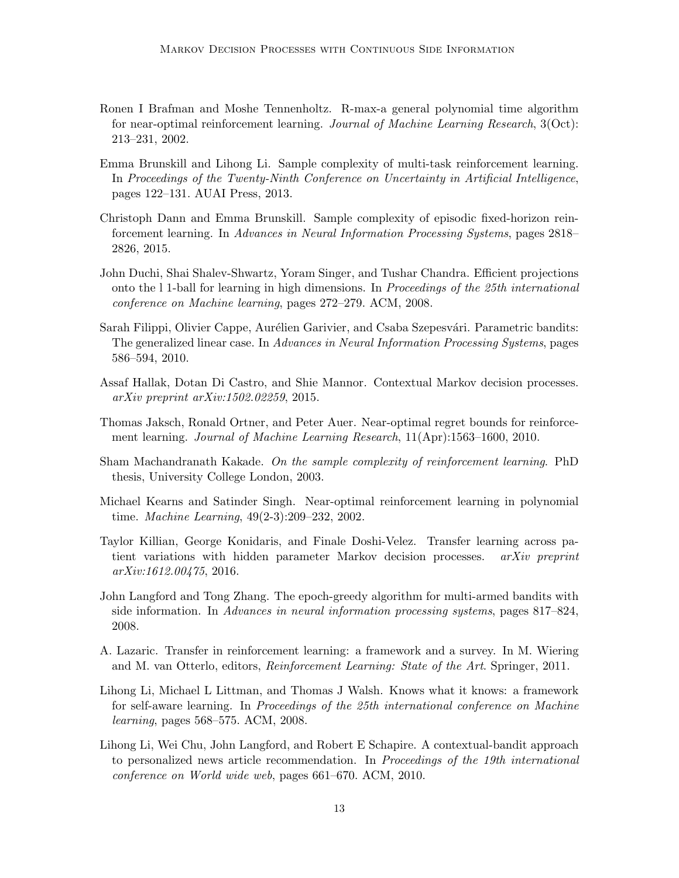Ronen I Brafman and Moshe Tennenholtz. R-max-a general polynomial time algorithm for near-optimal reinforcement learning. *Journal of Machine Learning Research*, 3(Oct): 213–231, 2002.

Emma Brunskill and Lihong Li. Sample complexity of multi-task reinforcement learning. In *Proceedings of the Twenty-Ninth Conference on Uncertainty in Artificial Intelligence*, pages 122–131. AUAI Press, 2013.

Christoph Dann and Emma Brunskill. Sample complexity of episodic fixed-horizon reinforcement learning. In *Advances in Neural Information Processing Systems*, pages 2818–2826, 2015.

John Duchi, Shai Shalev-Shwartz, Yoram Singer, and Tushar Chandra. Efficient projections onto the l 1-ball for learning in high dimensions. In *Proceedings of the 25th international conference on Machine learning*, pages 272–279. ACM, 2008.

Sarah Filippi, Olivier Cappe, Aurélien Garivier, and Csaba Szepesvári. Parametric bandits: The generalized linear case. In *Advances in Neural Information Processing Systems*, pages 586–594, 2010.

Assaf Hallak, Dotan Di Castro, and Shie Mannor. Contextual Markov decision processes. *arXiv preprint arXiv:1502.02259*, 2015.

Thomas Jaksch, Ronald Ortner, and Peter Auer. Near-optimal regret bounds for reinforcement learning. *Journal of Machine Learning Research*, 11(Apr):1563–1600, 2010.

Sham Machandranath Kakade. *On the sample complexity of reinforcement learning*. PhD thesis, University College London, 2003.

Michael Kearns and Satinder Singh. Near-optimal reinforcement learning in polynomial time. *Machine Learning*, 49(2-3):209–232, 2002.

Taylor Killian, George Konidaris, and Finale Doshi-Velez. Transfer learning across patient variations with hidden parameter Markov decision processes. *arXiv preprint arXiv:1612.00475*, 2016.

John Langford and Tong Zhang. The epoch-greedy algorithm for multi-armed bandits with side information. In *Advances in neural information processing systems*, pages 817–824, 2008.

A. Lazaric. Transfer in reinforcement learning: a framework and a survey. In M. Wiering and M. van Otterlo, editors, *Reinforcement Learning: State of the Art*. Springer, 2011.

Lihong Li, Michael L Littman, and Thomas J Walsh. Knows what it knows: a framework for self-aware learning. In *Proceedings of the 25th international conference on Machine learning*, pages 568–575. ACM, 2008.

Lihong Li, Wei Chu, John Langford, and Robert E Schapire. A contextual-bandit approach to personalized news article recommendation. In *Proceedings of the 19th international conference on World wide web*, pages 661–670. ACM, 2010.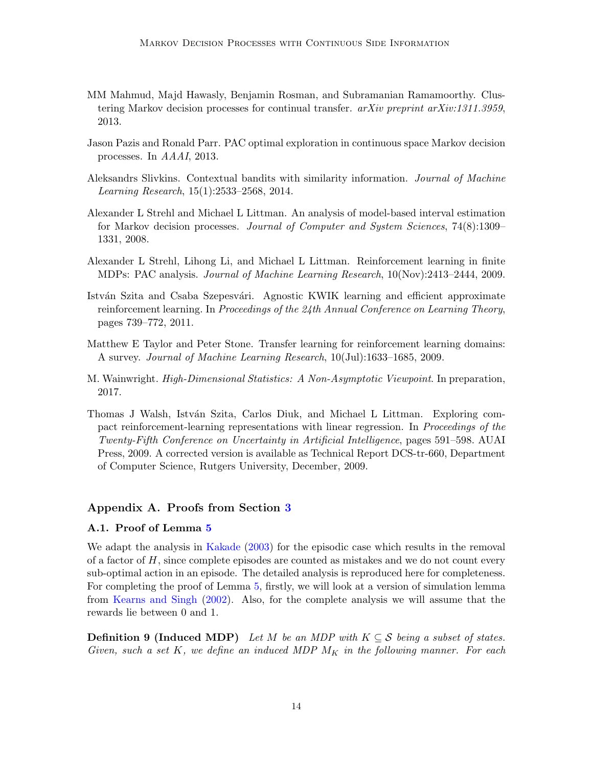MM Mahmud, Majd Hawasly, Benjamin Rosman, and Subramanian Ramamoorthy. Clustering Markov decision processes for continual transfer. *arXiv preprint arXiv:1311.3959*, 2013.

Jason Pazis and Ronald Parr. PAC optimal exploration in continuous space Markov decision processes. In *AAAI*, 2013.

Aleksandrs Slivkins. Contextual bandits with similarity information. *Journal of Machine Learning Research*, 15(1):2533–2568, 2014.

Alexander L Strehl and Michael L Littman. An analysis of model-based interval estimation for Markov decision processes. *Journal of Computer and System Sciences*, 74(8):1309–1331, 2008.

Alexander L Strehl, Lihong Li, and Michael L Littman. Reinforcement learning in finite MDPs: PAC analysis. *Journal of Machine Learning Research*, 10(Nov):2413–2444, 2009.

István Szita and Csaba Szepesvári. Agnostic KWIK learning and efficient approximate reinforcement learning. In *Proceedings of the 24th Annual Conference on Learning Theory*, pages 739–772, 2011.

Matthew E Taylor and Peter Stone. Transfer learning for reinforcement learning domains: A survey. *Journal of Machine Learning Research*, 10(Jul):1633–1685, 2009.

M. Wainwright. *High-Dimensional Statistics: A Non-Asymptotic Viewpoint*. In preparation, 2017.

Thomas J Walsh, István Szita, Carlos Diuk, and Michael L Littman. Exploring compact reinforcement-learning representations with linear regression. In *Proceedings of the Twenty-Fifth Conference on Uncertainty in Artificial Intelligence*, pages 591–598. AUAI Press, 2009. A corrected version is available as Technical Report DCS-tr-660, Department of Computer Science, Rutgers University, December, 2009.

## Appendix A. Proofs from Section 3

### A.1. Proof of Lemma 5

We adapt the analysis in Kakade (2003) for the episodic case which results in the removal of a factor of $H$, since complete episodes are counted as mistakes and we do not count every sub-optimal action in an episode. The detailed analysis is reproduced here for completeness. For completing the proof of Lemma 5, firstly, we will look at a version of simulation lemma from Kearns and Singh (2002). Also, for the complete analysis we will assume that the rewards lie between 0 and 1.

**Definition 9 (Induced MDP)** *Let $M$ be an MDP with $K \subseteq \mathcal{S}$ being a subset of states. Given, such a set $K$, we define an induced MDP $M_K$ in the following manner. For each*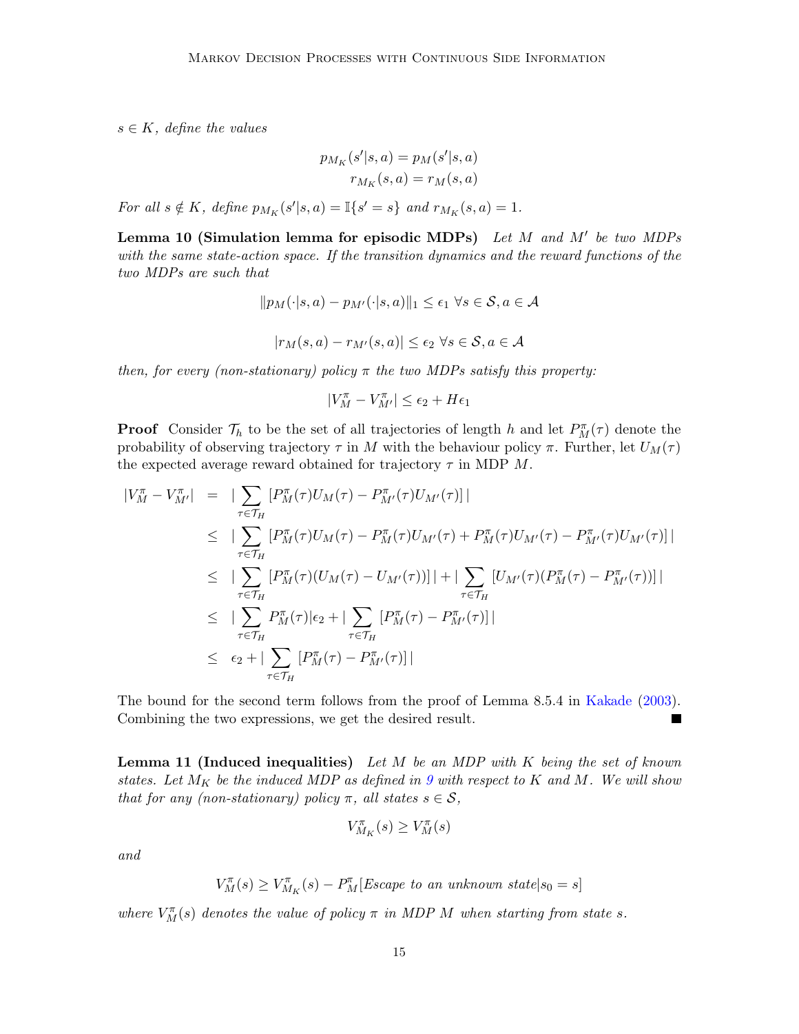$s \in K$, *define the values*

$$
\begin{aligned}
p_{M_K}(s'|s,a) &= p_M(s'|s,a) \\
r_{M_K}(s,a) &= r_M(s,a)
\end{aligned}
$$

*For all* $s \notin K$*, define* $p_{M_K}(s'|s,a) = \mathbb{I}\{s' = s\}$ *and* $r_{M_K}(s,a) = 1$.

**Lemma 10 (Simulation lemma for episodic MDPs)** *Let* $M$ *and* $M'$ *be two MDPs with the same state-action space. If the transition dynamics and the reward functions of the two MDPs are such that*

$$
\|p_M(\cdot|s,a) - p_{M'}(\cdot|s,a)\|_1 \leq \epsilon_1 \ \forall s \in \mathcal{S}, a \in \mathcal{A}
$$

$$
|r_M(s,a) - r_{M'}(s,a)| \leq \epsilon_2 \ \forall s \in \mathcal{S}, a \in \mathcal{A}
$$

*then, for every (non-stationary) policy* $\pi$ *the two MDPs satisfy this property:*

$$
|V^{\pi}_{M} - V^{\pi}_{M'}| \leq \epsilon_2 + H\epsilon_1
$$

**Proof** Consider $\mathcal{T}_h$ to be the set of all trajectories of length $h$ and let $P^{\pi}_{M}(\tau)$ denote the probability of observing trajectory $\tau$ in $M$ with the behaviour policy $\pi$. Further, let $U_M(\tau)$ the expected average reward obtained for trajectory $\tau$ in MDP $M$.

$$
\begin{aligned}
|V^{\pi}_{M} - V^{\pi}_{M'}| &= |\sum_{\tau \in \mathcal{T}_H} [P^{\pi}_{M}(\tau)U_M(\tau) - P^{\pi}_{M'}(\tau)U_{M'}(\tau)]| \\
&\leq |\sum_{\tau \in \mathcal{T}_H} [P^{\pi}_{M}(\tau)U_M(\tau) - P^{\pi}_{M}(\tau)U_{M'}(\tau) + P^{\pi}_{M}(\tau)U_{M'}(\tau) - P^{\pi}_{M'}(\tau)U_{M'}(\tau)]| \\
&\leq |\sum_{\tau \in \mathcal{T}_H} [P^{\pi}_{M}(\tau)(U_M(\tau) - U_{M'}(\tau))]| + |\sum_{\tau \in \mathcal{T}_H} [U_{M'}(\tau)(P^{\pi}_{M}(\tau) - P^{\pi}_{M'}(\tau))]| \\
&\leq |\sum_{\tau \in \mathcal{T}_H} P^{\pi}_{M}(\tau)|\epsilon_2 + |\sum_{\tau \in \mathcal{T}_H} [P^{\pi}_{M}(\tau) - P^{\pi}_{M'}(\tau)]| \\
&\leq \epsilon_2 + |\sum_{\tau \in \mathcal{T}_H} [P^{\pi}_{M}(\tau) - P^{\pi}_{M'}(\tau)]|
\end{aligned}
$$

The bound for the second term follows from the proof of Lemma 8.5.4 in Kakade (2003). Combining the two expressions, we get the desired result. ■

**Lemma 11 (Induced inequalities)** *Let* $M$ *be an MDP with* $K$ *being the set of known states. Let* $M_K$ *be the induced MDP as defined in 9 with respect to* $K$ *and* $M$*. We will show that for any (non-stationary) policy* $\pi$*, all states* $s \in \mathcal{S}$*,*

$$
V^{\pi}_{M_K}(s) \geq V^{\pi}_{M}(s)
$$

*and*

$$
V^{\pi}_{M}(s) \geq V^{\pi}_{M_K}(s) - P^{\pi}_{M}[\textit{Escape to an unknown state}|s_0 = s]
$$

*where* $V^{\pi}_{M}(s)$ *denotes the value of policy* $\pi$ *in MDP* $M$ *when starting from state* $s$*.*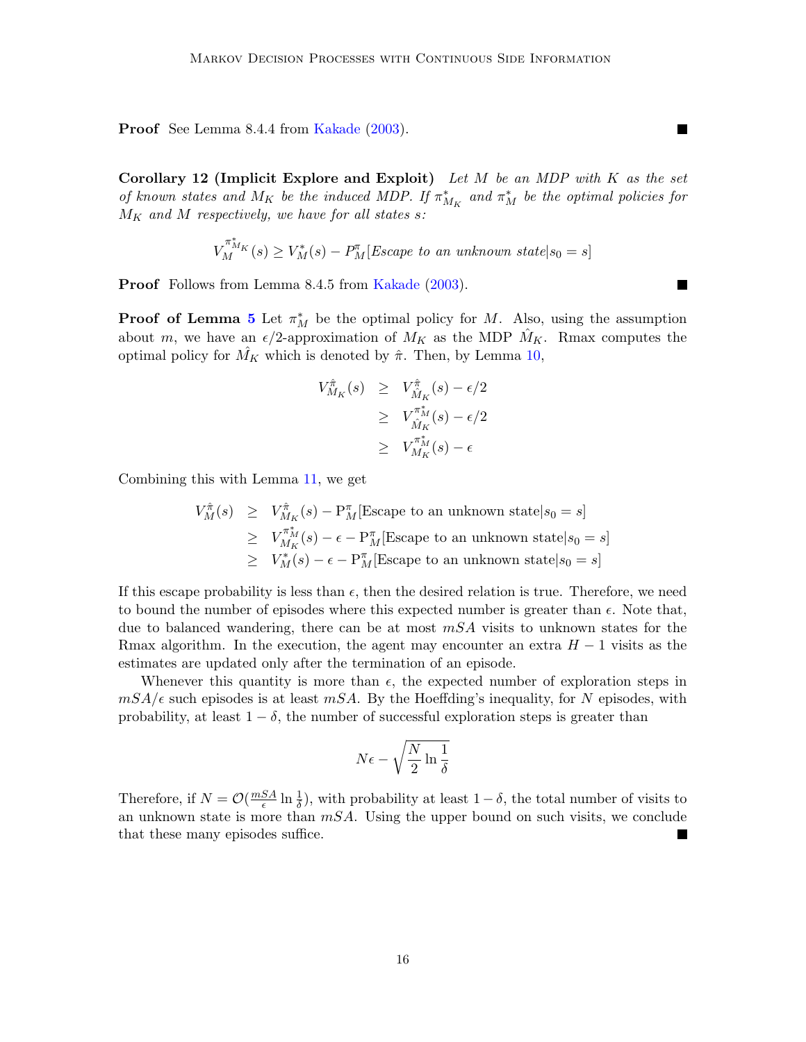**Proof** See Lemma 8.4.4 from Kakade (2003). ■

**Corollary 12 (Implicit Explore and Exploit)** *Let $M$ be an MDP with $K$ as the set of known states and $M_K$ be the induced MDP. If $\pi^*_{M_K}$ and $\pi^*_M$ be the optimal policies for $M_K$ and $M$ respectively, we have for all states $s$:*

$$V_M^{\pi^*_{M_K}}(s) \geq V^*_M(s) - P^{\pi}_M[\textit{Escape to an unknown state}|s_0 = s]$$

**Proof** Follows from Lemma 8.4.5 from Kakade (2003). ■

**Proof of Lemma 5** Let $\pi^*_M$ be the optimal policy for $M$. Also, using the assumption about $m$, we have an $\epsilon/2$-approximation of $M_K$ as the MDP $\hat{M}_K$. Rmax computes the optimal policy for $\hat{M}_K$ which is denoted by $\hat{\pi}$. Then, by Lemma 10,

$$\begin{aligned}
V^{\hat{\pi}}_{M_K}(s) &\geq V^{\hat{\pi}}_{\hat{M}_K}(s) - \epsilon/2 \\
&\geq V^{\pi^*_M}_{\hat{M}_K}(s) - \epsilon/2 \\
&\geq V^{\pi^*_M}_{M_K}(s) - \epsilon
\end{aligned}$$

Combining this with Lemma 11, we get

$$\begin{aligned}
V^{\hat{\pi}}_{M}(s) &\geq V^{\hat{\pi}}_{M_K}(s) - \mathrm{P}^{\pi}_M[\text{Escape to an unknown state}|s_0 = s] \\
&\geq V^{\pi^*_M}_{M_K}(s) - \epsilon - \mathrm{P}^{\pi}_M[\text{Escape to an unknown state}|s_0 = s] \\
&\geq V^{*}_{M}(s) - \epsilon - \mathrm{P}^{\pi}_M[\text{Escape to an unknown state}|s_0 = s]
\end{aligned}$$

If this escape probability is less than $\epsilon$, then the desired relation is true. Therefore, we need to bound the number of episodes where this expected number is greater than $\epsilon$. Note that, due to balanced wandering, there can be at most $mSA$ visits to unknown states for the Rmax algorithm. In the execution, the agent may encounter an extra $H - 1$ visits as the estimates are updated only after the termination of an episode.

Whenever this quantity is more than $\epsilon$, the expected number of exploration steps in $mSA/\epsilon$ such episodes is at least $mSA$. By the Hoeffding's inequality, for $N$ episodes, with probability, at least $1 - \delta$, the number of successful exploration steps is greater than

$$N\epsilon - \sqrt{\frac{N}{2} \ln \frac{1}{\delta}}$$

Therefore, if $N = \mathcal{O}(\frac{mSA}{\epsilon} \ln \frac{1}{\delta})$, with probability at least $1 - \delta$, the total number of visits to an unknown state is more than $mSA$. Using the upper bound on such visits, we conclude that these many episodes suffice. ■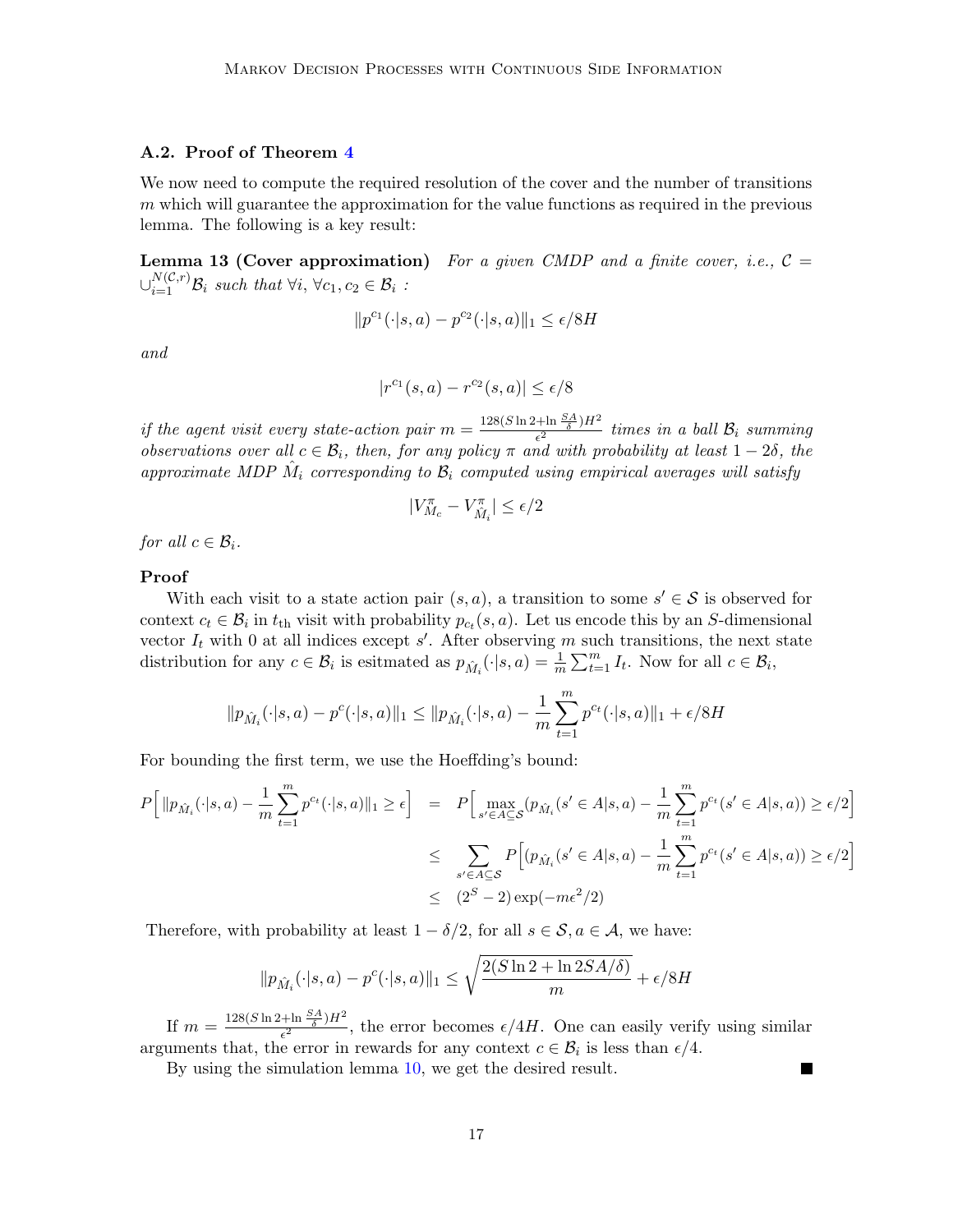### A.2. Proof of Theorem 4

We now need to compute the required resolution of the cover and the number of transitions $m$ which will guarantee the approximation for the value functions as required in the previous lemma. The following is a key result:

**Lemma 13 (Cover approximation)** *For a given CMDP and a finite cover, i.e.,* $\mathcal{C} = \cup_{i=1}^{N(\mathcal{C},r)} \mathcal{B}_i$ *such that* $\forall i, \forall c_1, c_2 \in \mathcal{B}_i$ *:*

$$\|p^{c_1}(\cdot|s,a) - p^{c_2}(\cdot|s,a)\|_1 \le \epsilon/8H$$

*and*

$$|r^{c_1}(s,a) - r^{c_2}(s,a)| \le \epsilon/8$$

*if the agent visit every state-action pair* $m = \frac{128(S\ln 2 + \ln\frac{SA}{\delta})H^2}{\epsilon^2}$ *times in a ball* $\mathcal{B}_i$ *summing observations over all* $c \in \mathcal{B}_i$*, then, for any policy* $\pi$ *and with probability at least* $1-2\delta$*, the approximate MDP* $\hat{M}_i$ *corresponding to* $\mathcal{B}_i$ *computed using empirical averages will satisfy*

$$|V^{\pi}_{M_c} - V^{\pi}_{\hat{M}_i}| \le \epsilon/2$$

*for all* $c \in \mathcal{B}_i$*.*

**Proof**

With each visit to a state action pair $(s,a)$, a transition to some $s' \in \mathcal{S}$ is observed for context $c_t \in \mathcal{B}_i$ in $t_{\text{th}}$ visit with probability $p_{c_t}(s,a)$. Let us encode this by an $S$-dimensional vector $I_t$ with 0 at all indices except $s'$. After observing $m$ such transitions, the next state distribution for any $c \in \mathcal{B}_i$ is esitmated as $p_{\hat{M}_i}(\cdot|s,a) = \frac{1}{m}\sum_{t=1}^{m} I_t$. Now for all $c \in \mathcal{B}_i$,

$$\|p_{\hat{M}_i}(\cdot|s,a) - p^c(\cdot|s,a)\|_1 \le \|p_{\hat{M}_i}(\cdot|s,a) - \frac{1}{m}\sum_{t=1}^{m} p^{c_t}(\cdot|s,a)\|_1 + \epsilon/8H$$

For bounding the first term, we use the Hoeffding's bound:

$$\begin{aligned}
P\Big[\|p_{\hat{M}_i}(\cdot|s,a) - \frac{1}{m}\sum_{t=1}^{m} p^{c_t}(\cdot|s,a)\|_1 \ge \epsilon\Big] &= P\Big[\max_{s' \in A \subseteq \mathcal{S}} (p_{\hat{M}_i}(s' \in A|s,a) - \frac{1}{m}\sum_{t=1}^{m} p^{c_t}(s' \in A|s,a)) \ge \epsilon/2\Big] \\
&\le \sum_{s' \in A \subseteq \mathcal{S}} P\Big[(p_{\hat{M}_i}(s' \in A|s,a) - \frac{1}{m}\sum_{t=1}^{m} p^{c_t}(s' \in A|s,a)) \ge \epsilon/2\Big] \\
&\le (2^S - 2)\exp(-m\epsilon^2/2)
\end{aligned}$$

Therefore, with probability at least $1-\delta/2$, for all $s \in \mathcal{S}, a \in \mathcal{A}$, we have:

$$\|p_{\hat{M}_i}(\cdot|s,a) - p^c(\cdot|s,a)\|_1 \le \sqrt{\frac{2(S\ln 2 + \ln 2SA/\delta)}{m}} + \epsilon/8H$$

If $m = \frac{128(S\ln 2 + \ln\frac{SA}{\delta})H^2}{\epsilon^2}$, the error becomes $\epsilon/4H$. One can easily verify using similar arguments that, the error in rewards for any context $c \in \mathcal{B}_i$ is less than $\epsilon/4$.

By using the simulation lemma 10, we get the desired result. ∎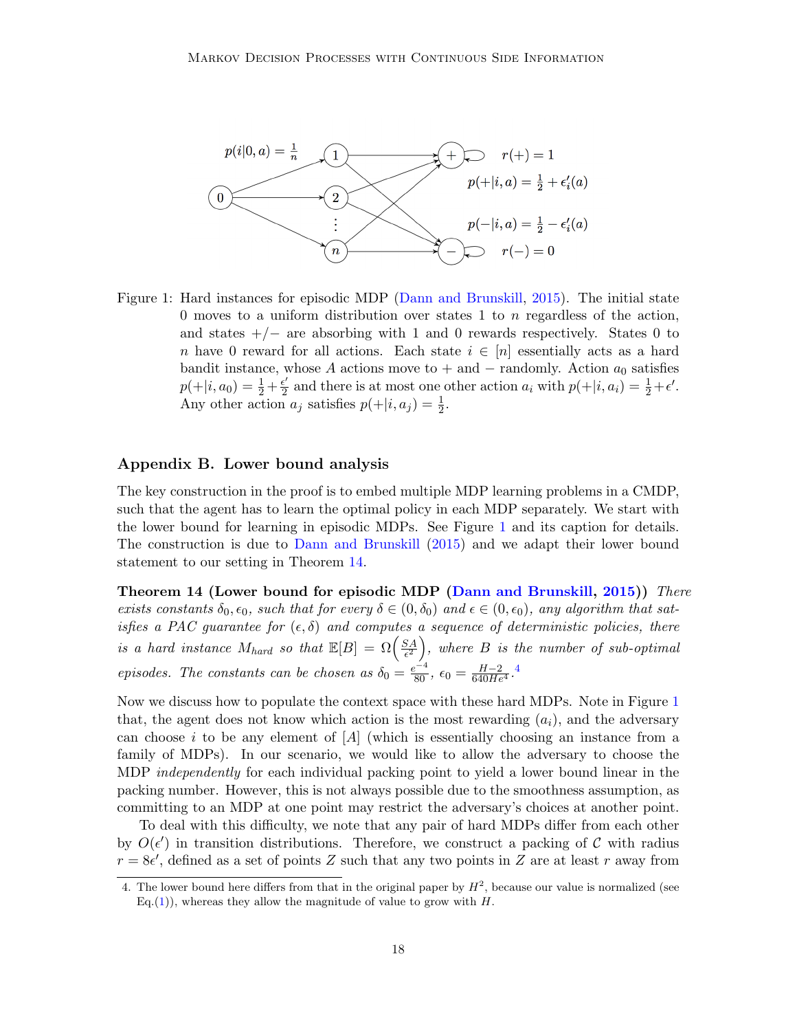Figure 1: Hard instances for episodic MDP (Dann and Brunskill, 2015). The initial state 0 moves to a uniform distribution over states 1 to $n$ regardless of the action, and states $+/-$ are absorbing with 1 and 0 rewards respectively. States 0 to $n$ have 0 reward for all actions. Each state $i \in [n]$ essentially acts as a hard bandit instance, whose $A$ actions move to $+$ and $-$ randomly. Action $a_0$ satisfies $p(+|i, a_0) = \frac{1}{2} + \frac{\epsilon'}{2}$ and there is at most one other action $a_i$ with $p(+|i, a_i) = \frac{1}{2} + \epsilon'$. Any other action $a_j$ satisfies $p(+|i, a_j) = \frac{1}{2}$.

## Appendix B. Lower bound analysis

The key construction in the proof is to embed multiple MDP learning problems in a CMDP, such that the agent has to learn the optimal policy in each MDP separately. We start with the lower bound for learning in episodic MDPs. See Figure 1 and its caption for details. The construction is due to Dann and Brunskill (2015) and we adapt their lower bound statement to our setting in Theorem 14.

**Theorem 14 (Lower bound for episodic MDP (Dann and Brunskill, 2015))** *There exists constants $\delta_0, \epsilon_0$, such that for every $\delta \in (0, \delta_0)$ and $\epsilon \in (0, \epsilon_0)$, any algorithm that satisfies a PAC guarantee for $(\epsilon, \delta)$ and computes a sequence of deterministic policies, there is a hard instance $M_{hard}$ so that $\mathbb{E}[B] = \Omega\left(\frac{SA}{\epsilon^2}\right)$, where $B$ is the number of sub-optimal episodes. The constants can be chosen as $\delta_0 = \frac{e^{-4}}{80}$, $\epsilon_0 = \frac{H-2}{640He^4}$.*[4]

Now we discuss how to populate the context space with these hard MDPs. Note in Figure 1 that, the agent does not know which action is the most rewarding ($a_i$), and the adversary can choose $i$ to be any element of $[A]$ (which is essentially choosing an instance from a family of MDPs). In our scenario, we would like to allow the adversary to choose the MDP *independently* for each individual packing point to yield a lower bound linear in the packing number. However, this is not always possible due to the smoothness assumption, as committing to an MDP at one point may restrict the adversary's choices at another point.

To deal with this difficulty, we note that any pair of hard MDPs differ from each other by $O(\epsilon')$ in transition distributions. Therefore, we construct a packing of $\mathcal{C}$ with radius $r = 8\epsilon'$, defined as a set of points $Z$ such that any two points in $Z$ are at least $r$ away from

4. The lower bound here differs from that in the original paper by $H^2$, because our value is normalized (see Eq.(1)), whereas they allow the magnitude of value to grow with $H$.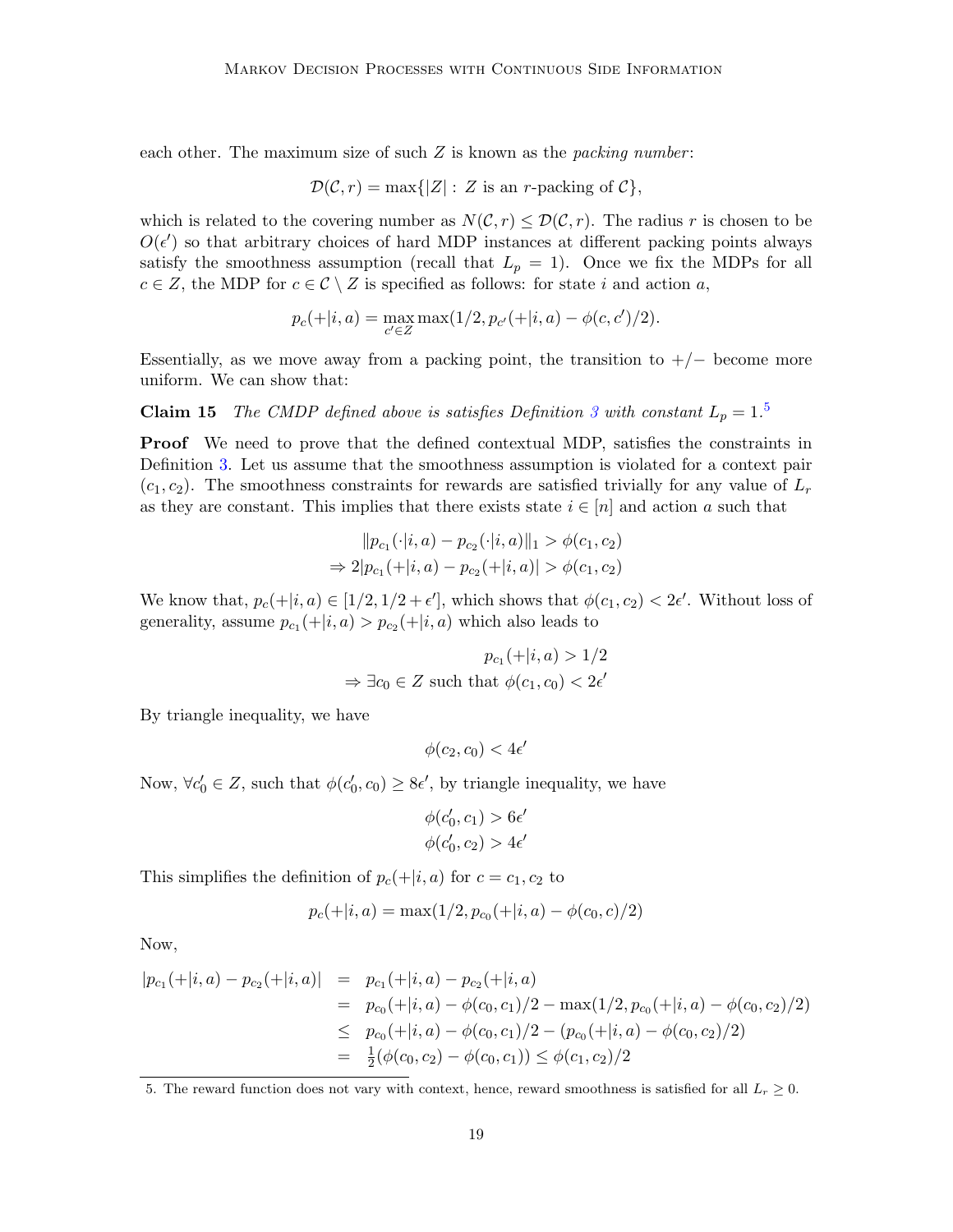each other. The maximum size of such $Z$ is known as the *packing number*:

$$\mathcal{D}(\mathcal{C}, r) = \max\{|Z| : Z \text{ is an } r\text{-packing of } \mathcal{C}\},$$

which is related to the covering number as $N(\mathcal{C}, r) \leq \mathcal{D}(\mathcal{C}, r)$. The radius $r$ is chosen to be $O(\epsilon')$ so that arbitrary choices of hard MDP instances at different packing points always satisfy the smoothness assumption (recall that $L_p = 1$). Once we fix the MDPs for all $c \in Z$, the MDP for $c \in \mathcal{C} \setminus Z$ is specified as follows: for state $i$ and action $a$,

$$p_c(+|i, a) = \max_{c' \in Z} \max(1/2, p_{c'}(+|i, a) - \phi(c, c')/2).$$

Essentially, as we move away from a packing point, the transition to $+/-$ become more uniform. We can show that:

**Claim 15** *The CMDP defined above is satisfies Definition 3 with constant $L_p = 1$.*[5]

**Proof** We need to prove that the defined contextual MDP, satisfies the constraints in Definition 3. Let us assume that the smoothness assumption is violated for a context pair $(c_1, c_2)$. The smoothness constraints for rewards are satisfied trivially for any value of $L_r$ as they are constant. This implies that there exists state $i \in [n]$ and action $a$ such that

$$\|p_{c_1}(\cdot|i, a) - p_{c_2}(\cdot|i, a)\|_1 > \phi(c_1, c_2)$$
$$\Rightarrow 2|p_{c_1}(+|i, a) - p_{c_2}(+|i, a)| > \phi(c_1, c_2)$$

We know that, $p_c(+|i, a) \in [1/2, 1/2 + \epsilon']$, which shows that $\phi(c_1, c_2) < 2\epsilon'$. Without loss of generality, assume $p_{c_1}(+|i, a) > p_{c_2}(+|i, a)$ which also leads to

$$p_{c_1}(+|i, a) > 1/2$$
$$\Rightarrow \exists c_0 \in Z \text{ such that } \phi(c_1, c_0) < 2\epsilon'$$

By triangle inequality, we have

$$\phi(c_2, c_0) < 4\epsilon'$$

Now, $\forall c_0' \in Z$, such that $\phi(c_0', c_0) \geq 8\epsilon'$, by triangle inequality, we have

$$\phi(c_0', c_1) > 6\epsilon'$$
$$\phi(c_0', c_2) > 4\epsilon'$$

This simplifies the definition of $p_c(+|i, a)$ for $c = c_1, c_2$ to

$$p_c(+|i, a) = \max(1/2, p_{c_0}(+|i, a) - \phi(c_0, c)/2)$$

Now,

$$\begin{aligned}
|p_{c_1}(+|i, a) - p_{c_2}(+|i, a)| &= p_{c_1}(+|i, a) - p_{c_2}(+|i, a) \\
&= p_{c_0}(+|i, a) - \phi(c_0, c_1)/2 - \max(1/2, p_{c_0}(+|i, a) - \phi(c_0, c_2)/2) \\
&\leq p_{c_0}(+|i, a) - \phi(c_0, c_1)/2 - (p_{c_0}(+|i, a) - \phi(c_0, c_2)/2) \\
&= \tfrac{1}{2}(\phi(c_0, c_2) - \phi(c_0, c_1)) \leq \phi(c_1, c_2)/2
\end{aligned}$$

5. The reward function does not vary with context, hence, reward smoothness is satisfied for all $L_r \geq 0$.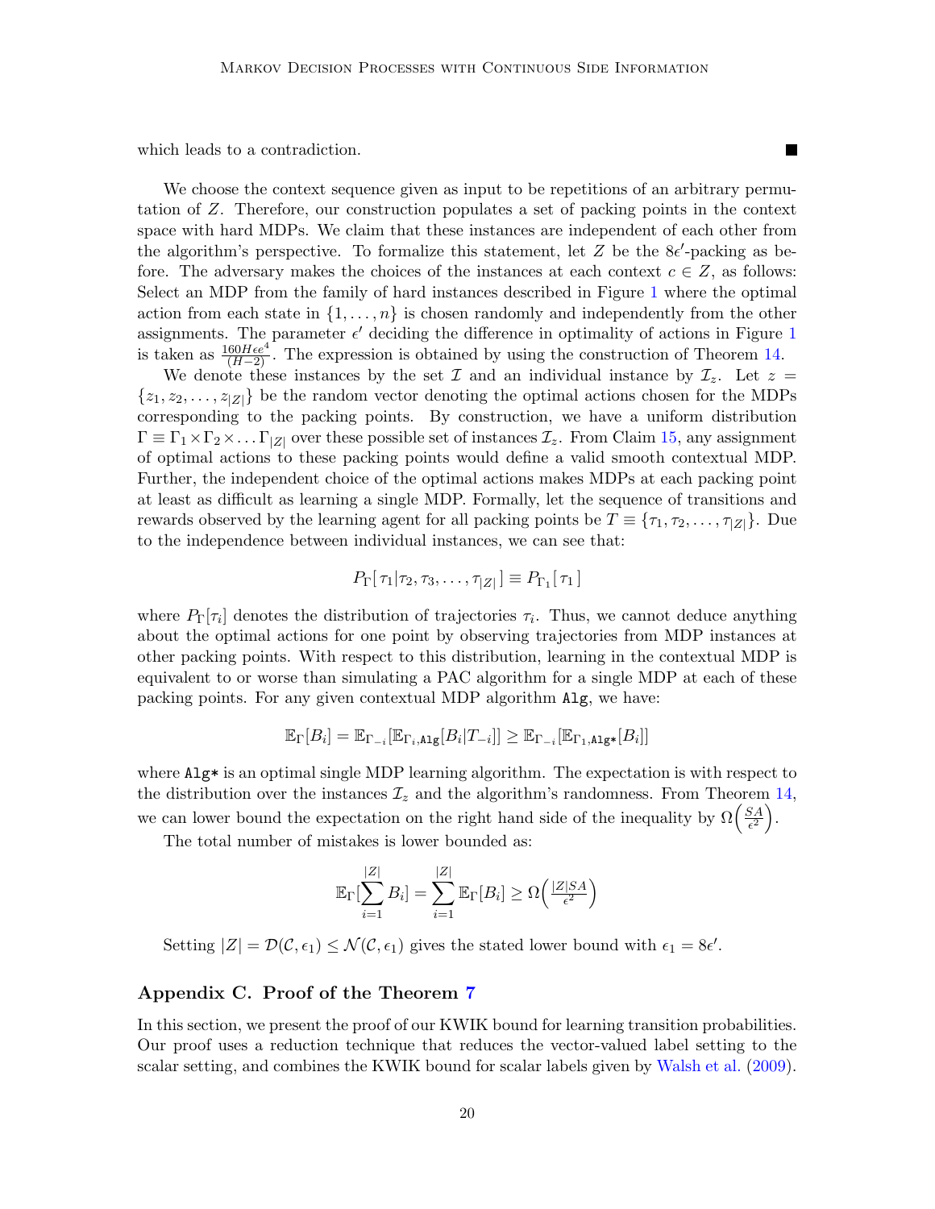which leads to a contradiction. ■

We choose the context sequence given as input to be repetitions of an arbitrary permutation of $Z$. Therefore, our construction populates a set of packing points in the context space with hard MDPs. We claim that these instances are independent of each other from the algorithm's perspective. To formalize this statement, let $Z$ be the $8\epsilon'$-packing as before. The adversary makes the choices of the instances at each context $c \in Z$, as follows: Select an MDP from the family of hard instances described in Figure 1 where the optimal action from each state in $\{1, \dots, n\}$ is chosen randomly and independently from the other assignments. The parameter $\epsilon'$ deciding the difference in optimality of actions in Figure 1 is taken as $\frac{160H\epsilon e^4}{(H-2)}$. The expression is obtained by using the construction of Theorem 14.

We denote these instances by the set $\mathcal{I}$ and an individual instance by $\mathcal{I}_z$. Let $z = \{z_1, z_2, \dots, z_{|Z|}\}$ be the random vector denoting the optimal actions chosen for the MDPs corresponding to the packing points. By construction, we have a uniform distribution $\Gamma \equiv \Gamma_1 \times \Gamma_2 \times \dots \Gamma_{|Z|}$ over these possible set of instances $\mathcal{I}_z$. From Claim 15, any assignment of optimal actions to these packing points would define a valid smooth contextual MDP. Further, the independent choice of the optimal actions makes MDPs at each packing point at least as difficult as learning a single MDP. Formally, let the sequence of transitions and rewards observed by the learning agent for all packing points be $T \equiv \{\tau_1, \tau_2, \dots, \tau_{|Z|}\}$. Due to the independence between individual instances, we can see that:

$$P_\Gamma[\,\tau_1|\tau_2, \tau_3, \dots, \tau_{|Z|}\,] \equiv P_{\Gamma_1}[\,\tau_1\,]$$

where $P_\Gamma[\tau_i]$ denotes the distribution of trajectories $\tau_i$. Thus, we cannot deduce anything about the optimal actions for one point by observing trajectories from MDP instances at other packing points. With respect to this distribution, learning in the contextual MDP is equivalent to or worse than simulating a PAC algorithm for a single MDP at each of these packing points. For any given contextual MDP algorithm `Alg`, we have:

$$\mathbb{E}_\Gamma[B_i] = \mathbb{E}_{\Gamma_{-i}}[\mathbb{E}_{\Gamma_i,\texttt{Alg}}[B_i|T_{-i}]] \geq \mathbb{E}_{\Gamma_{-i}}[\mathbb{E}_{\Gamma_1,\texttt{Alg*}}[B_i]]$$

where `Alg*` is an optimal single MDP learning algorithm. The expectation is with respect to the distribution over the instances $\mathcal{I}_z$ and the algorithm's randomness. From Theorem 14, we can lower bound the expectation on the right hand side of the inequality by $\Omega\Big(\frac{SA}{\epsilon^2}\Big)$.

The total number of mistakes is lower bounded as:

$$\mathbb{E}_\Gamma[\sum_{i=1}^{|Z|} B_i] = \sum_{i=1}^{|Z|} \mathbb{E}_\Gamma[B_i] \geq \Omega\Big(\frac{|Z|SA}{\epsilon^2}\Big)$$

Setting $|Z| = \mathcal{D}(\mathcal{C}, \epsilon_1) \leq \mathcal{N}(\mathcal{C}, \epsilon_1)$ gives the stated lower bound with $\epsilon_1 = 8\epsilon'$.

## Appendix C. Proof of the Theorem 7

In this section, we present the proof of our KWIK bound for learning transition probabilities. Our proof uses a reduction technique that reduces the vector-valued label setting to the scalar setting, and combines the KWIK bound for scalar labels given by Walsh et al. (2009).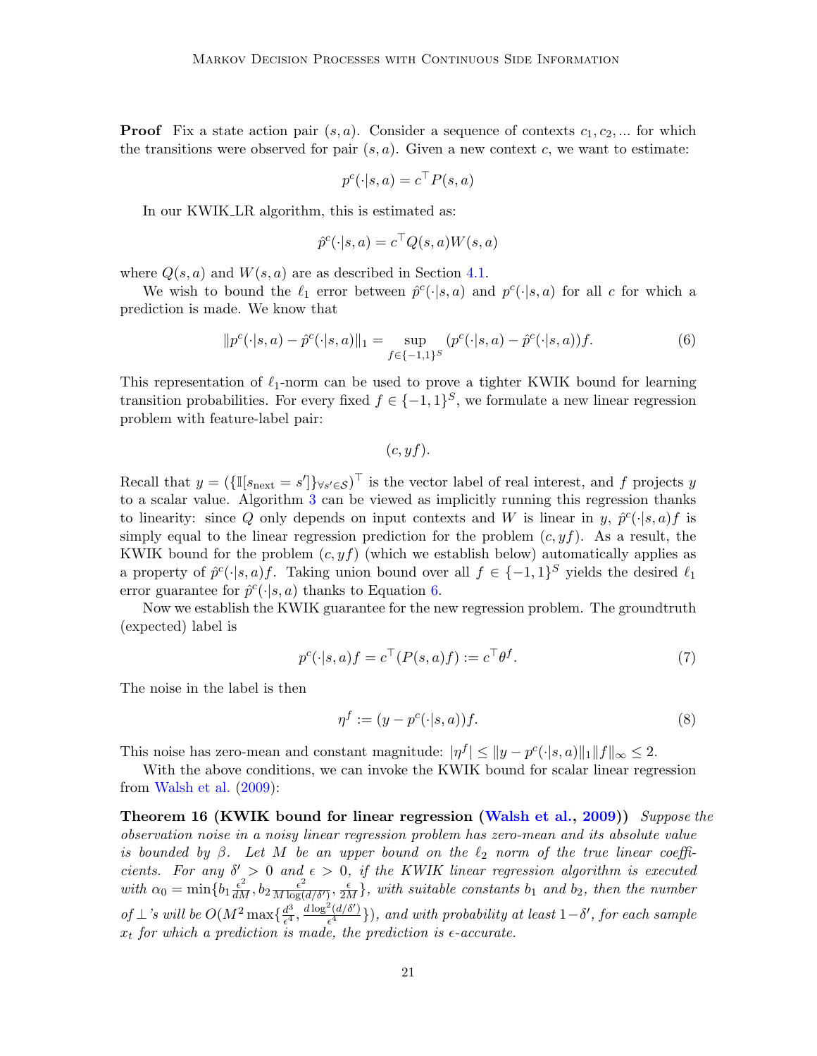**Proof** Fix a state action pair $(s, a)$. Consider a sequence of contexts $c_1, c_2, ...$ for which the transitions were observed for pair $(s, a)$. Given a new context $c$, we want to estimate:

$$p^c(\cdot|s, a) = c^\top P(s, a)$$

In our KWIK_LR algorithm, this is estimated as:

$$\hat{p}^c(\cdot|s, a) = c^\top Q(s, a) W(s, a)$$

where $Q(s, a)$ and $W(s, a)$ are as described in Section 4.1.

We wish to bound the $\ell_1$ error between $\hat{p}^c(\cdot|s, a)$ and $p^c(\cdot|s, a)$ for all $c$ for which a prediction is made. We know that

$$\|p^c(\cdot|s, a) - \hat{p}^c(\cdot|s, a)\|_1 = \sup_{f \in \{-1,1\}^S} (p^c(\cdot|s, a) - \hat{p}^c(\cdot|s, a))f. \tag{6}$$

This representation of $\ell_1$-norm can be used to prove a tighter KWIK bound for learning transition probabilities. For every fixed $f \in \{-1, 1\}^S$, we formulate a new linear regression problem with feature-label pair:

$$(c, yf).$$

Recall that $y = (\{\mathbb{I}[s_{\text{next}} = s']\}_{\forall s' \in \mathcal{S}})^\top$ is the vector label of real interest, and $f$ projects $y$ to a scalar value. Algorithm 3 can be viewed as implicitly running this regression thanks to linearity: since $Q$ only depends on input contexts and $W$ is linear in $y$, $\hat{p}^c(\cdot|s, a)f$ is simply equal to the linear regression prediction for the problem $(c, yf)$. As a result, the KWIK bound for the problem $(c, yf)$ (which we establish below) automatically applies as a property of $\hat{p}^c(\cdot|s, a)f$. Taking union bound over all $f \in \{-1, 1\}^S$ yields the desired $\ell_1$ error guarantee for $\hat{p}^c(\cdot|s, a)$ thanks to Equation 6.

Now we establish the KWIK guarantee for the new regression problem. The groundtruth (expected) label is

$$p^c(\cdot|s, a)f = c^\top (P(s, a)f) := c^\top \theta^f. \tag{7}$$

The noise in the label is then

$$\eta^f := (y - p^c(\cdot|s, a))f. \tag{8}$$

This noise has zero-mean and constant magnitude: $|\eta^f| \leq \|y - p^c(\cdot|s, a)\|_1 \|f\|_\infty \leq 2$.

With the above conditions, we can invoke the KWIK bound for scalar linear regression from Walsh et al. (2009):

**Theorem 16 (KWIK bound for linear regression (Walsh et al., 2009))** *Suppose the observation noise in a noisy linear regression problem has zero-mean and its absolute value is bounded by $\beta$. Let $M$ be an upper bound on the $\ell_2$ norm of the true linear coefficients. For any $\delta' > 0$ and $\epsilon > 0$, if the KWIK linear regression algorithm is executed with $\alpha_0 = \min\{b_1 \frac{\epsilon^2}{dM}, b_2 \frac{\epsilon^2}{M \log(d/\delta')}, \frac{\epsilon}{2M}\}$, with suitable constants $b_1$ and $b_2$, then the number of $\perp$'s will be $O(M^2 \max\{\frac{d^3}{\epsilon^4}, \frac{d \log^2(d/\delta')}{\epsilon^4}\})$, and with probability at least $1 - \delta'$, for each sample $x_t$ for which a prediction is made, the prediction is $\epsilon$-accurate.*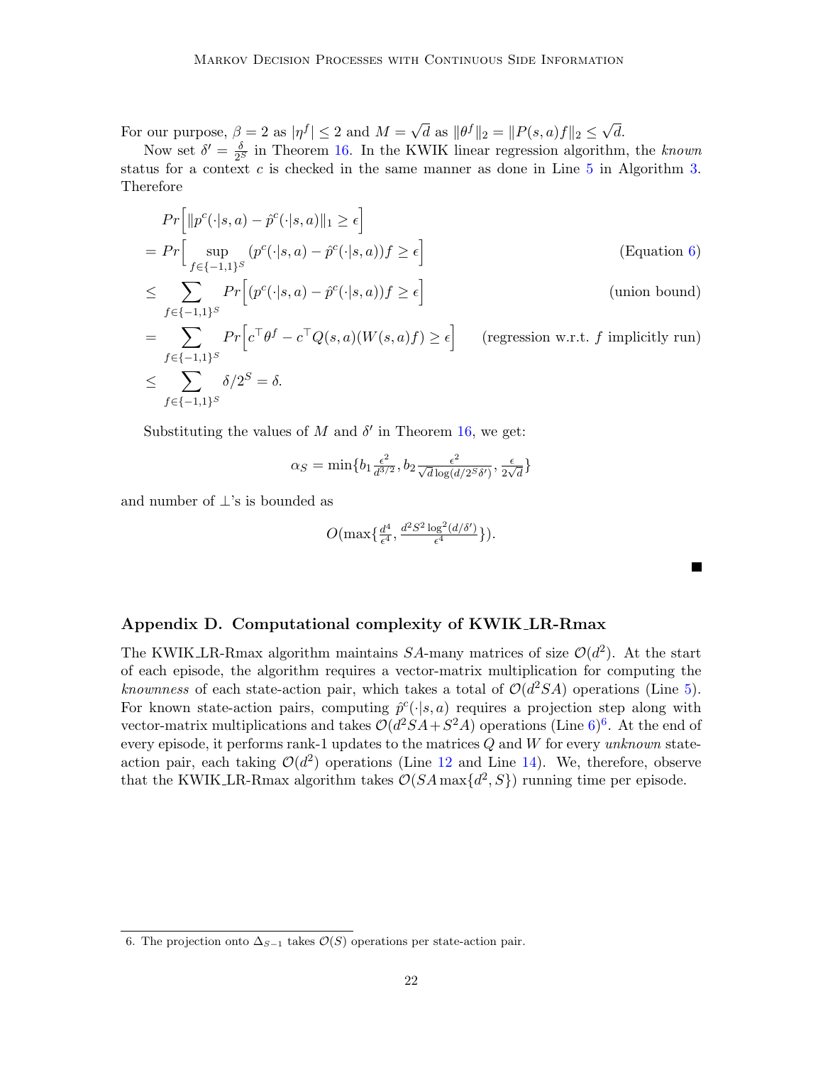For our purpose, $\beta = 2$ as $|\eta^f| \leq 2$ and $M = \sqrt{d}$ as $\|\theta^f\|_2 = \|P(s,a)f\|_2 \leq \sqrt{d}$.

Now set $\delta' = \frac{\delta}{2^S}$ in Theorem 16. In the KWIK linear regression algorithm, the *known* status for a context $c$ is checked in the same manner as done in Line 5 in Algorithm 3. Therefore

$$
\begin{aligned}
& Pr\Big[\|p^c(\cdot|s,a) - \hat{p}^c(\cdot|s,a)\|_1 \geq \epsilon\Big] \\
&= Pr\Big[\sup_{f \in \{-1,1\}^S} (p^c(\cdot|s,a) - \hat{p}^c(\cdot|s,a))f \geq \epsilon\Big] && \text{(Equation 6)} \\
&\leq \sum_{f \in \{-1,1\}^S} Pr\Big[(p^c(\cdot|s,a) - \hat{p}^c(\cdot|s,a))f \geq \epsilon\Big] && \text{(union bound)} \\
&= \sum_{f \in \{-1,1\}^S} Pr\Big[c^\top \theta^f - c^\top Q(s,a)(W(s,a)f) \geq \epsilon\Big] && \text{(regression w.r.t. } f \text{ implicitly run)} \\
&\leq \sum_{f \in \{-1,1\}^S} \delta/2^S = \delta.
\end{aligned}
$$

Substituting the values of $M$ and $\delta'$ in Theorem 16, we get:

$$\alpha_S = \min\{b_1 \tfrac{\epsilon^2}{d^{3/2}}, b_2 \tfrac{\epsilon^2}{\sqrt{d}\log(d/2^S\delta')}, \tfrac{\epsilon}{2\sqrt{d}}\}$$

and number of $\perp$'s is bounded as

$$O(\max\{\tfrac{d^4}{\epsilon^4}, \tfrac{d^2 S^2 \log^2(d/\delta')}{\epsilon^4}\}).$$

■

## Appendix D. Computational complexity of KWIK_LR-Rmax

The KWIK_LR-Rmax algorithm maintains $SA$-many matrices of size $\mathcal{O}(d^2)$. At the start of each episode, the algorithm requires a vector-matrix multiplication for computing the *knownness* of each state-action pair, which takes a total of $\mathcal{O}(d^2 SA)$ operations (Line 5). For known state-action pairs, computing $\hat{p}^c(\cdot|s,a)$ requires a projection step along with vector-matrix multiplications and takes $\mathcal{O}(d^2 SA + S^2 A)$ operations (Line 6)[6]. At the end of every episode, it performs rank-1 updates to the matrices $Q$ and $W$ for every *unknown* state-action pair, each taking $\mathcal{O}(d^2)$ operations (Line 12 and Line 14). We, therefore, observe that the KWIK_LR-Rmax algorithm takes $\mathcal{O}(SA\max\{d^2, S\})$ running time per episode.

6. The projection onto $\Delta_{S-1}$ takes $\mathcal{O}(S)$ operations per state-action pair.